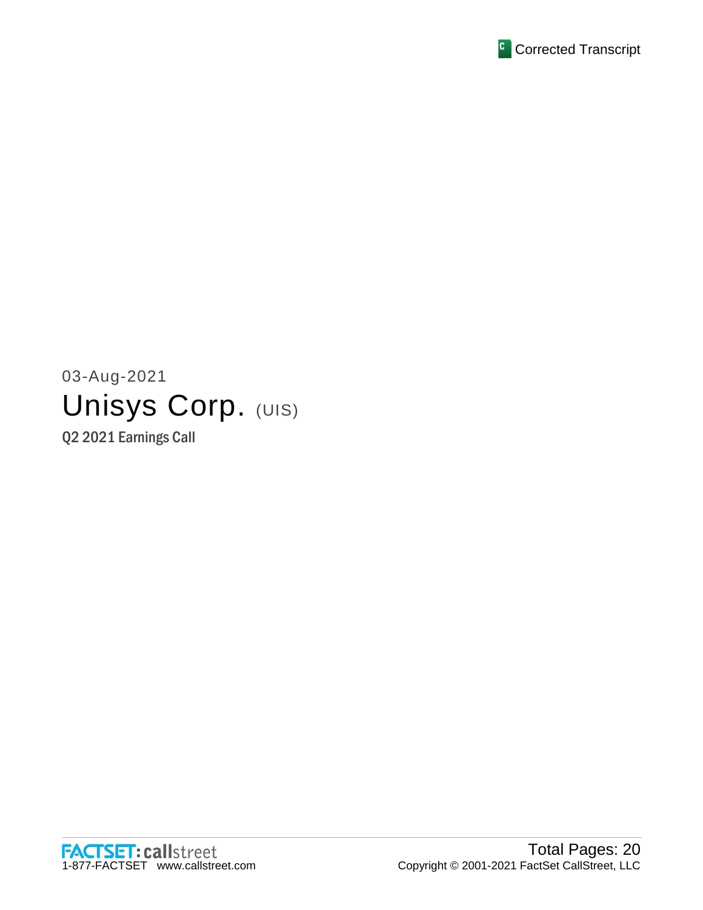Corrected Transcript

03-Aug-2021

# Unisys Corp. (UIS)

## Q2 2021 Earnings Call

Total Pages: 20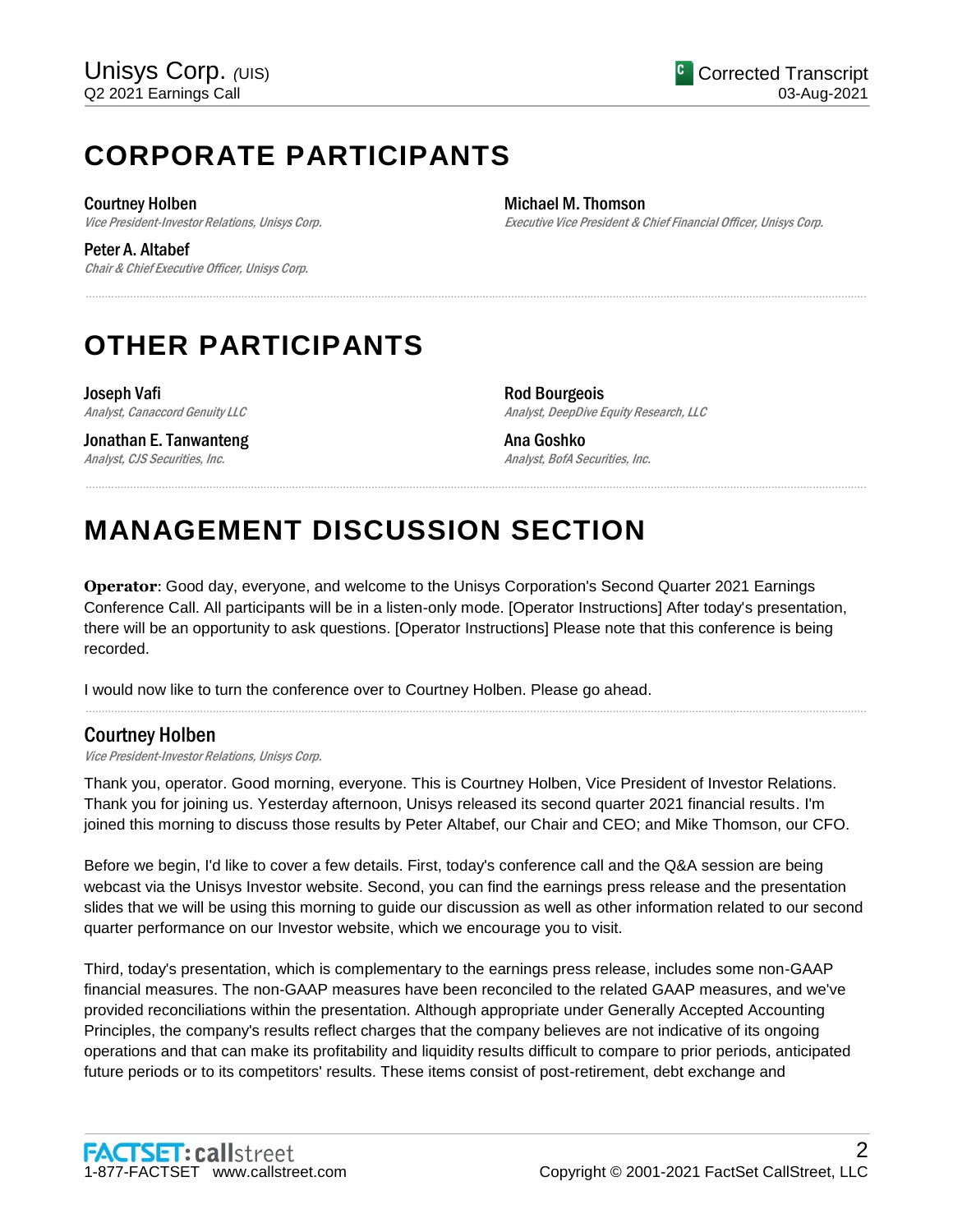# CORPORATE PARTICIPANTS

**Courtney Holben**
*Vice President-Investor Relations, Unisys Corp.*

**Peter A. Altabef**
*Chair & Chief Executive Officer, Unisys Corp.*

**Michael M. Thomson**
*Executive Vice President & Chief Financial Officer, Unisys Corp.*

# OTHER PARTICIPANTS

**Joseph Vafi**
*Analyst, Canaccord Genuity LLC*

**Jonathan E. Tanwanteng**
*Analyst, CJS Securities, Inc.*

**Rod Bourgeois**
*Analyst, DeepDive Equity Research, LLC*

**Ana Goshko**
*Analyst, BofA Securities, Inc.*

# MANAGEMENT DISCUSSION SECTION

**Operator**: Good day, everyone, and welcome to the Unisys Corporation's Second Quarter 2021 Earnings Conference Call. All participants will be in a listen-only mode. [Operator Instructions] After today's presentation, there will be an opportunity to ask questions. [Operator Instructions] Please note that this conference is being recorded.

I would now like to turn the conference over to Courtney Holben. Please go ahead.

## Courtney Holben

*Vice President-Investor Relations, Unisys Corp.*

Thank you, operator. Good morning, everyone. This is Courtney Holben, Vice President of Investor Relations. Thank you for joining us. Yesterday afternoon, Unisys released its second quarter 2021 financial results. I'm joined this morning to discuss those results by Peter Altabef, our Chair and CEO; and Mike Thomson, our CFO.

Before we begin, I'd like to cover a few details. First, today's conference call and the Q&A session are being webcast via the Unisys Investor website. Second, you can find the earnings press release and the presentation slides that we will be using this morning to guide our discussion as well as other information related to our second quarter performance on our Investor website, which we encourage you to visit.

Third, today's presentation, which is complementary to the earnings press release, includes some non-GAAP financial measures. The non-GAAP measures have been reconciled to the related GAAP measures, and we've provided reconciliations within the presentation. Although appropriate under Generally Accepted Accounting Principles, the company's results reflect charges that the company believes are not indicative of its ongoing operations and that can make its profitability and liquidity results difficult to compare to prior periods, anticipated future periods or to its competitors' results. These items consist of post-retirement, debt exchange and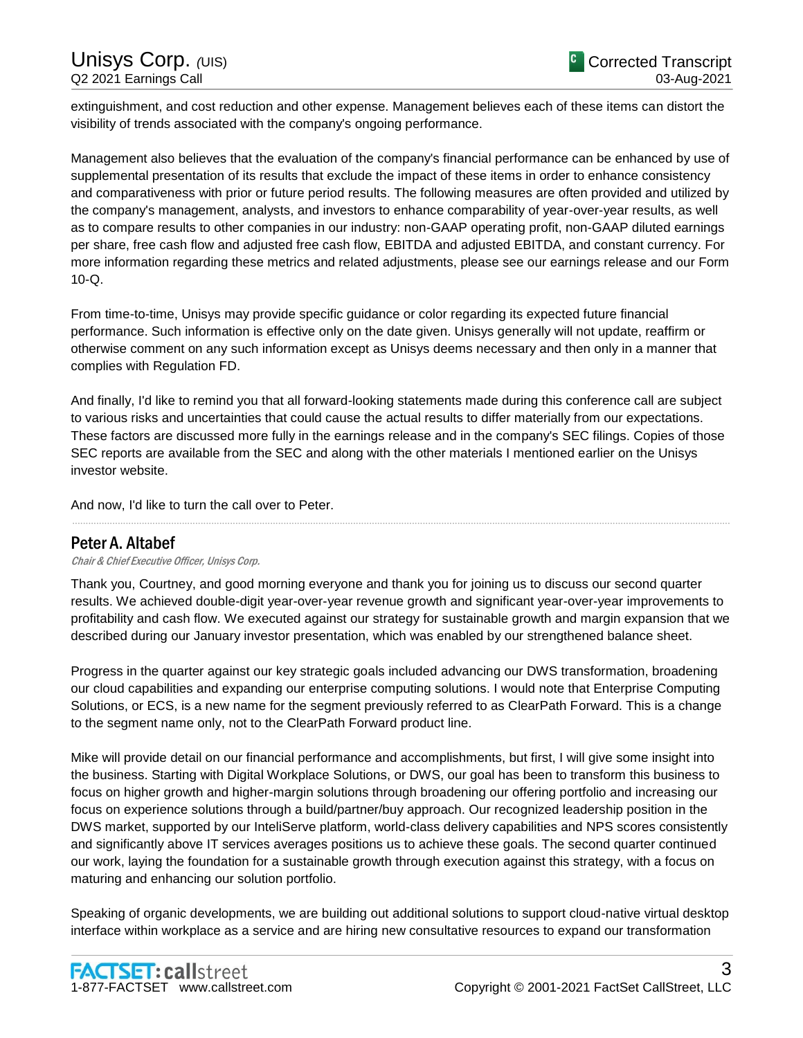extinguishment, and cost reduction and other expense. Management believes each of these items can distort the visibility of trends associated with the company's ongoing performance.

Management also believes that the evaluation of the company's financial performance can be enhanced by use of supplemental presentation of its results that exclude the impact of these items in order to enhance consistency and comparativeness with prior or future period results. The following measures are often provided and utilized by the company's management, analysts, and investors to enhance comparability of year-over-year results, as well as to compare results to other companies in our industry: non-GAAP operating profit, non-GAAP diluted earnings per share, free cash flow and adjusted free cash flow, EBITDA and adjusted EBITDA, and constant currency. For more information regarding these metrics and related adjustments, please see our earnings release and our Form 10-Q.

From time-to-time, Unisys may provide specific guidance or color regarding its expected future financial performance. Such information is effective only on the date given. Unisys generally will not update, reaffirm or otherwise comment on any such information except as Unisys deems necessary and then only in a manner that complies with Regulation FD.

And finally, I'd like to remind you that all forward-looking statements made during this conference call are subject to various risks and uncertainties that could cause the actual results to differ materially from our expectations. These factors are discussed more fully in the earnings release and in the company's SEC filings. Copies of those SEC reports are available from the SEC and along with the other materials I mentioned earlier on the Unisys investor website.

And now, I'd like to turn the call over to Peter.

---

## Peter A. Altabef

*Chair & Chief Executive Officer, Unisys Corp.*

Thank you, Courtney, and good morning everyone and thank you for joining us to discuss our second quarter results. We achieved double-digit year-over-year revenue growth and significant year-over-year improvements to profitability and cash flow. We executed against our strategy for sustainable growth and margin expansion that we described during our January investor presentation, which was enabled by our strengthened balance sheet.

Progress in the quarter against our key strategic goals included advancing our DWS transformation, broadening our cloud capabilities and expanding our enterprise computing solutions. I would note that Enterprise Computing Solutions, or ECS, is a new name for the segment previously referred to as ClearPath Forward. This is a change to the segment name only, not to the ClearPath Forward product line.

Mike will provide detail on our financial performance and accomplishments, but first, I will give some insight into the business. Starting with Digital Workplace Solutions, or DWS, our goal has been to transform this business to focus on higher growth and higher-margin solutions through broadening our offering portfolio and increasing our focus on experience solutions through a build/partner/buy approach. Our recognized leadership position in the DWS market, supported by our InteliServe platform, world-class delivery capabilities and NPS scores consistently and significantly above IT services averages positions us to achieve these goals. The second quarter continued our work, laying the foundation for a sustainable growth through execution against this strategy, with a focus on maturing and enhancing our solution portfolio.

Speaking of organic developments, we are building out additional solutions to support cloud-native virtual desktop interface within workplace as a service and are hiring new consultative resources to expand our transformation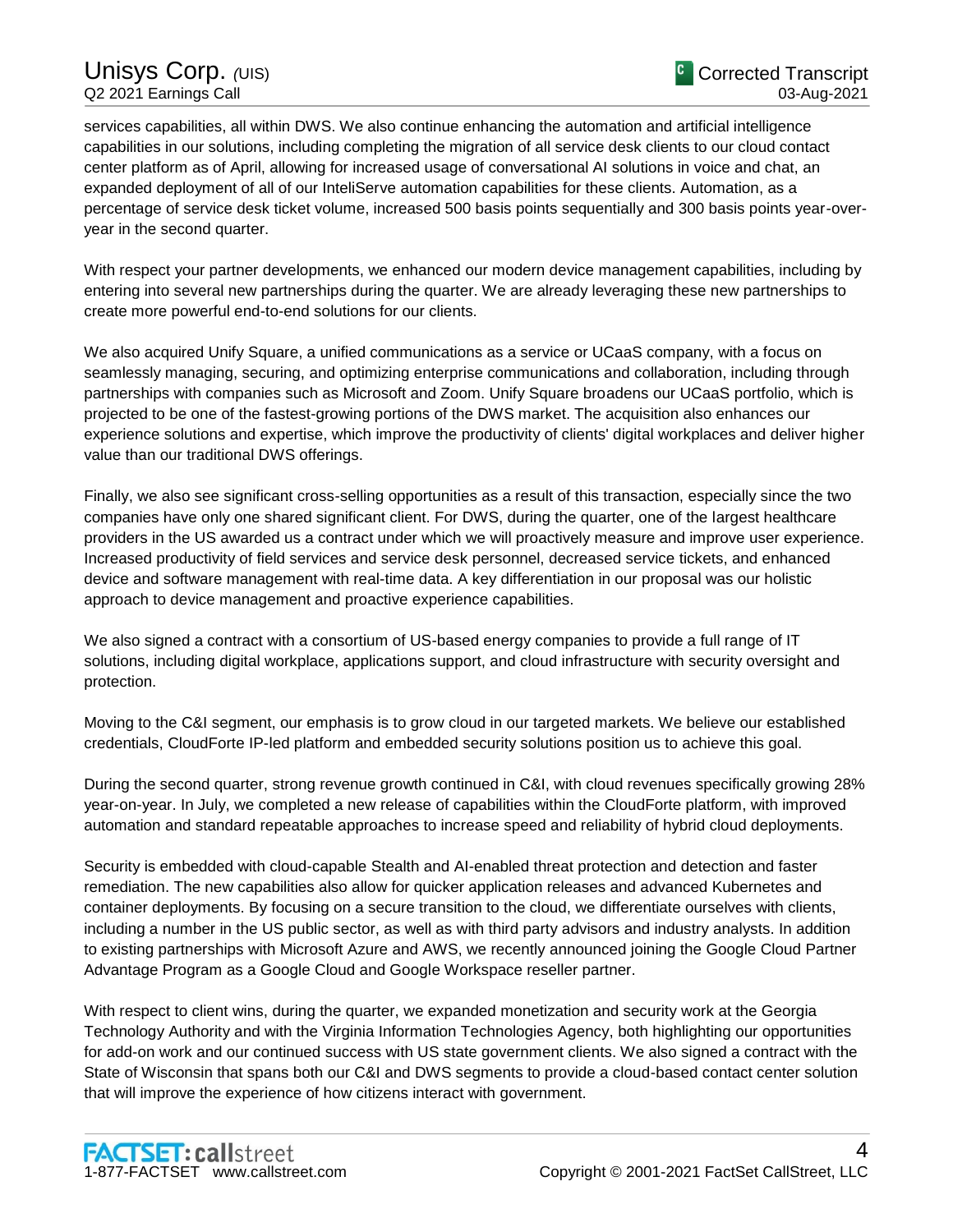services capabilities, all within DWS. We also continue enhancing the automation and artificial intelligence capabilities in our solutions, including completing the migration of all service desk clients to our cloud contact center platform as of April, allowing for increased usage of conversational AI solutions in voice and chat, an expanded deployment of all of our InteliServe automation capabilities for these clients. Automation, as a percentage of service desk ticket volume, increased 500 basis points sequentially and 300 basis points year-over-year in the second quarter.

With respect your partner developments, we enhanced our modern device management capabilities, including by entering into several new partnerships during the quarter. We are already leveraging these new partnerships to create more powerful end-to-end solutions for our clients.

We also acquired Unify Square, a unified communications as a service or UCaaS company, with a focus on seamlessly managing, securing, and optimizing enterprise communications and collaboration, including through partnerships with companies such as Microsoft and Zoom. Unify Square broadens our UCaaS portfolio, which is projected to be one of the fastest-growing portions of the DWS market. The acquisition also enhances our experience solutions and expertise, which improve the productivity of clients' digital workplaces and deliver higher value than our traditional DWS offerings.

Finally, we also see significant cross-selling opportunities as a result of this transaction, especially since the two companies have only one shared significant client. For DWS, during the quarter, one of the largest healthcare providers in the US awarded us a contract under which we will proactively measure and improve user experience. Increased productivity of field services and service desk personnel, decreased service tickets, and enhanced device and software management with real-time data. A key differentiation in our proposal was our holistic approach to device management and proactive experience capabilities.

We also signed a contract with a consortium of US-based energy companies to provide a full range of IT solutions, including digital workplace, applications support, and cloud infrastructure with security oversight and protection.

Moving to the C&I segment, our emphasis is to grow cloud in our targeted markets. We believe our established credentials, CloudForte IP-led platform and embedded security solutions position us to achieve this goal.

During the second quarter, strong revenue growth continued in C&I, with cloud revenues specifically growing 28% year-on-year. In July, we completed a new release of capabilities within the CloudForte platform, with improved automation and standard repeatable approaches to increase speed and reliability of hybrid cloud deployments.

Security is embedded with cloud-capable Stealth and AI-enabled threat protection and detection and faster remediation. The new capabilities also allow for quicker application releases and advanced Kubernetes and container deployments. By focusing on a secure transition to the cloud, we differentiate ourselves with clients, including a number in the US public sector, as well as with third party advisors and industry analysts. In addition to existing partnerships with Microsoft Azure and AWS, we recently announced joining the Google Cloud Partner Advantage Program as a Google Cloud and Google Workspace reseller partner.

With respect to client wins, during the quarter, we expanded monetization and security work at the Georgia Technology Authority and with the Virginia Information Technologies Agency, both highlighting our opportunities for add-on work and our continued success with US state government clients. We also signed a contract with the State of Wisconsin that spans both our C&I and DWS segments to provide a cloud-based contact center solution that will improve the experience of how citizens interact with government.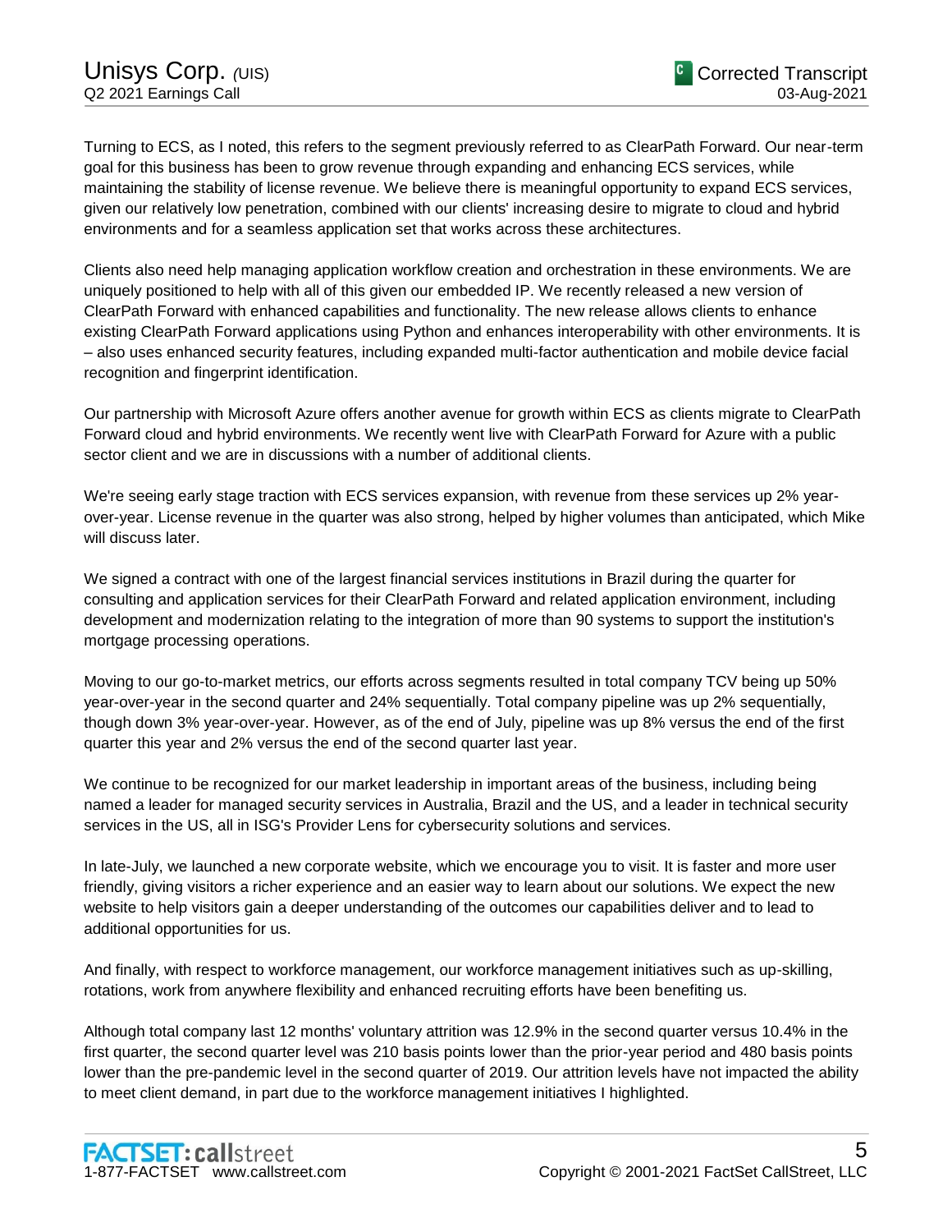Turning to ECS, as I noted, this refers to the segment previously referred to as ClearPath Forward. Our near-term goal for this business has been to grow revenue through expanding and enhancing ECS services, while maintaining the stability of license revenue. We believe there is meaningful opportunity to expand ECS services, given our relatively low penetration, combined with our clients' increasing desire to migrate to cloud and hybrid environments and for a seamless application set that works across these architectures.

Clients also need help managing application workflow creation and orchestration in these environments. We are uniquely positioned to help with all of this given our embedded IP. We recently released a new version of ClearPath Forward with enhanced capabilities and functionality. The new release allows clients to enhance existing ClearPath Forward applications using Python and enhances interoperability with other environments. It is – also uses enhanced security features, including expanded multi-factor authentication and mobile device facial recognition and fingerprint identification.

Our partnership with Microsoft Azure offers another avenue for growth within ECS as clients migrate to ClearPath Forward cloud and hybrid environments. We recently went live with ClearPath Forward for Azure with a public sector client and we are in discussions with a number of additional clients.

We're seeing early stage traction with ECS services expansion, with revenue from these services up 2% year-over-year. License revenue in the quarter was also strong, helped by higher volumes than anticipated, which Mike will discuss later.

We signed a contract with one of the largest financial services institutions in Brazil during the quarter for consulting and application services for their ClearPath Forward and related application environment, including development and modernization relating to the integration of more than 90 systems to support the institution's mortgage processing operations.

Moving to our go-to-market metrics, our efforts across segments resulted in total company TCV being up 50% year-over-year in the second quarter and 24% sequentially. Total company pipeline was up 2% sequentially, though down 3% year-over-year. However, as of the end of July, pipeline was up 8% versus the end of the first quarter this year and 2% versus the end of the second quarter last year.

We continue to be recognized for our market leadership in important areas of the business, including being named a leader for managed security services in Australia, Brazil and the US, and a leader in technical security services in the US, all in ISG's Provider Lens for cybersecurity solutions and services.

In late-July, we launched a new corporate website, which we encourage you to visit. It is faster and more user friendly, giving visitors a richer experience and an easier way to learn about our solutions. We expect the new website to help visitors gain a deeper understanding of the outcomes our capabilities deliver and to lead to additional opportunities for us.

And finally, with respect to workforce management, our workforce management initiatives such as up-skilling, rotations, work from anywhere flexibility and enhanced recruiting efforts have been benefiting us.

Although total company last 12 months' voluntary attrition was 12.9% in the second quarter versus 10.4% in the first quarter, the second quarter level was 210 basis points lower than the prior-year period and 480 basis points lower than the pre-pandemic level in the second quarter of 2019. Our attrition levels have not impacted the ability to meet client demand, in part due to the workforce management initiatives I highlighted.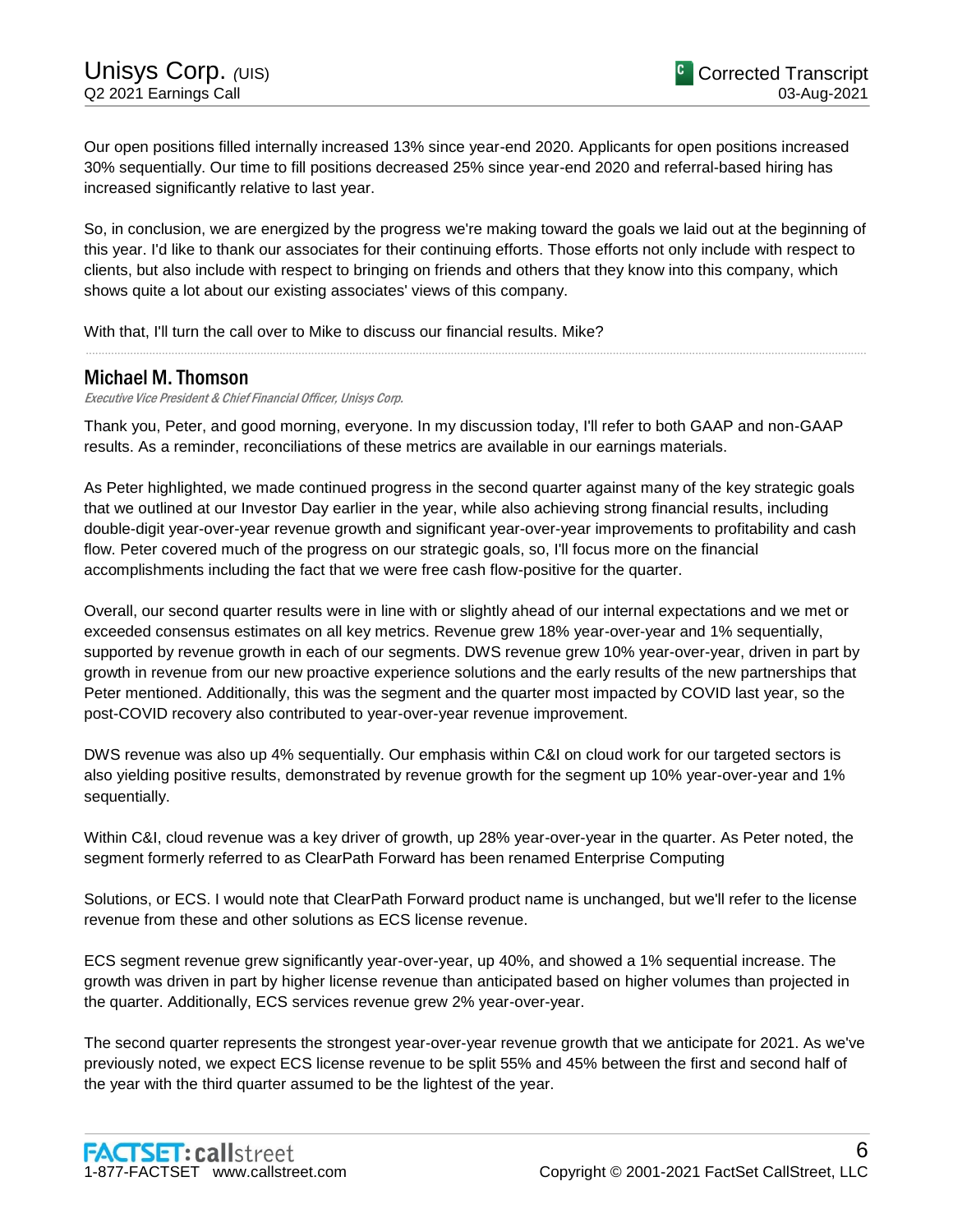Our open positions filled internally increased 13% since year-end 2020. Applicants for open positions increased 30% sequentially. Our time to fill positions decreased 25% since year-end 2020 and referral-based hiring has increased significantly relative to last year.

So, in conclusion, we are energized by the progress we're making toward the goals we laid out at the beginning of this year. I'd like to thank our associates for their continuing efforts. Those efforts not only include with respect to clients, but also include with respect to bringing on friends and others that they know into this company, which shows quite a lot about our existing associates' views of this company.

With that, I'll turn the call over to Mike to discuss our financial results. Mike?

---

## Michael M. Thomson

*Executive Vice President & Chief Financial Officer, Unisys Corp.*

Thank you, Peter, and good morning, everyone. In my discussion today, I'll refer to both GAAP and non-GAAP results. As a reminder, reconciliations of these metrics are available in our earnings materials.

As Peter highlighted, we made continued progress in the second quarter against many of the key strategic goals that we outlined at our Investor Day earlier in the year, while also achieving strong financial results, including double-digit year-over-year revenue growth and significant year-over-year improvements to profitability and cash flow. Peter covered much of the progress on our strategic goals, so, I'll focus more on the financial accomplishments including the fact that we were free cash flow-positive for the quarter.

Overall, our second quarter results were in line with or slightly ahead of our internal expectations and we met or exceeded consensus estimates on all key metrics. Revenue grew 18% year-over-year and 1% sequentially, supported by revenue growth in each of our segments. DWS revenue grew 10% year-over-year, driven in part by growth in revenue from our new proactive experience solutions and the early results of the new partnerships that Peter mentioned. Additionally, this was the segment and the quarter most impacted by COVID last year, so the post-COVID recovery also contributed to year-over-year revenue improvement.

DWS revenue was also up 4% sequentially. Our emphasis within C&I on cloud work for our targeted sectors is also yielding positive results, demonstrated by revenue growth for the segment up 10% year-over-year and 1% sequentially.

Within C&I, cloud revenue was a key driver of growth, up 28% year-over-year in the quarter. As Peter noted, the segment formerly referred to as ClearPath Forward has been renamed Enterprise Computing

Solutions, or ECS. I would note that ClearPath Forward product name is unchanged, but we'll refer to the license revenue from these and other solutions as ECS license revenue.

ECS segment revenue grew significantly year-over-year, up 40%, and showed a 1% sequential increase. The growth was driven in part by higher license revenue than anticipated based on higher volumes than projected in the quarter. Additionally, ECS services revenue grew 2% year-over-year.

The second quarter represents the strongest year-over-year revenue growth that we anticipate for 2021. As we've previously noted, we expect ECS license revenue to be split 55% and 45% between the first and second half of the year with the third quarter assumed to be the lightest of the year.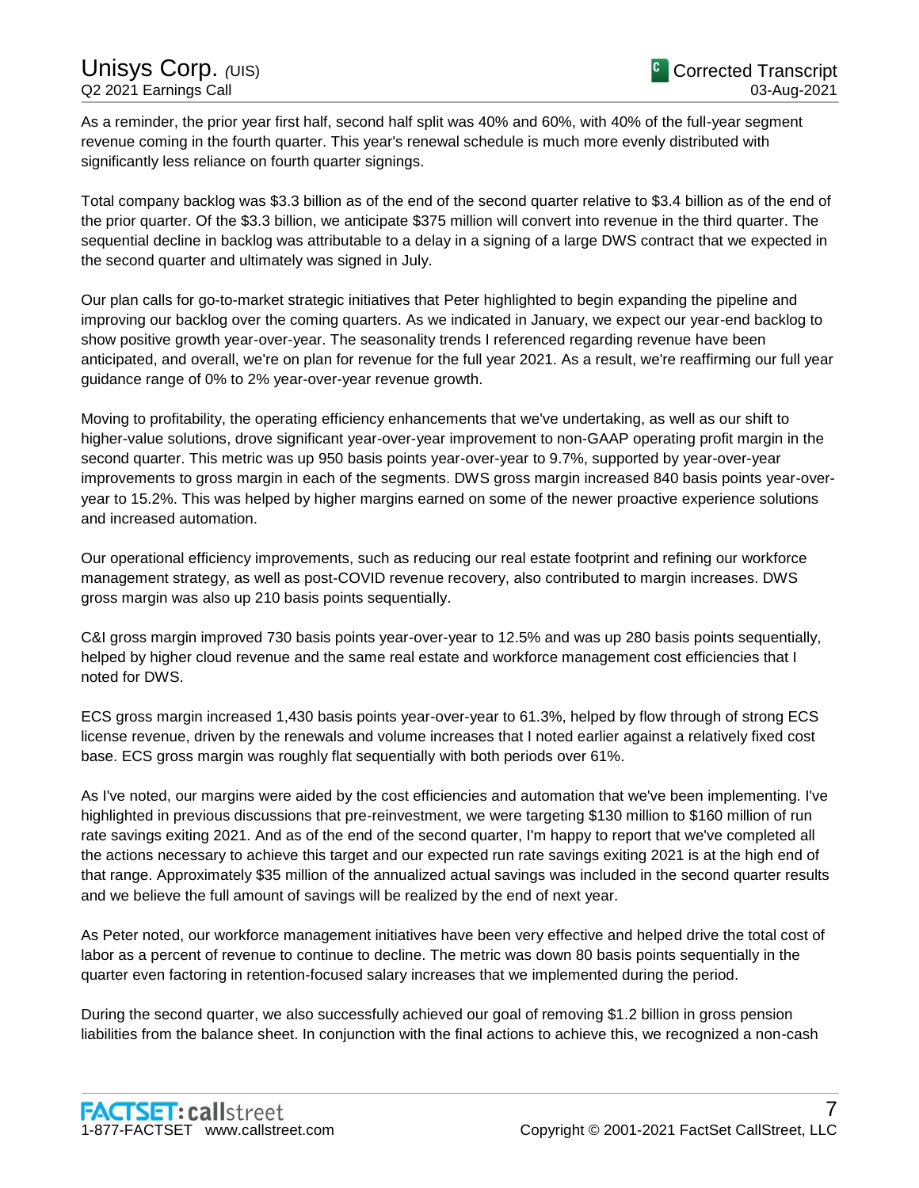As a reminder, the prior year first half, second half split was 40% and 60%, with 40% of the full-year segment revenue coming in the fourth quarter. This year's renewal schedule is much more evenly distributed with significantly less reliance on fourth quarter signings.

Total company backlog was $3.3 billion as of the end of the second quarter relative to $3.4 billion as of the end of the prior quarter. Of the $3.3 billion, we anticipate $375 million will convert into revenue in the third quarter. The sequential decline in backlog was attributable to a delay in a signing of a large DWS contract that we expected in the second quarter and ultimately was signed in July.

Our plan calls for go-to-market strategic initiatives that Peter highlighted to begin expanding the pipeline and improving our backlog over the coming quarters. As we indicated in January, we expect our year-end backlog to show positive growth year-over-year. The seasonality trends I referenced regarding revenue have been anticipated, and overall, we're on plan for revenue for the full year 2021. As a result, we're reaffirming our full year guidance range of 0% to 2% year-over-year revenue growth.

Moving to profitability, the operating efficiency enhancements that we've undertaking, as well as our shift to higher-value solutions, drove significant year-over-year improvement to non-GAAP operating profit margin in the second quarter. This metric was up 950 basis points year-over-year to 9.7%, supported by year-over-year improvements to gross margin in each of the segments. DWS gross margin increased 840 basis points year-over-year to 15.2%. This was helped by higher margins earned on some of the newer proactive experience solutions and increased automation.

Our operational efficiency improvements, such as reducing our real estate footprint and refining our workforce management strategy, as well as post-COVID revenue recovery, also contributed to margin increases. DWS gross margin was also up 210 basis points sequentially.

C&I gross margin improved 730 basis points year-over-year to 12.5% and was up 280 basis points sequentially, helped by higher cloud revenue and the same real estate and workforce management cost efficiencies that I noted for DWS.

ECS gross margin increased 1,430 basis points year-over-year to 61.3%, helped by flow through of strong ECS license revenue, driven by the renewals and volume increases that I noted earlier against a relatively fixed cost base. ECS gross margin was roughly flat sequentially with both periods over 61%.

As I've noted, our margins were aided by the cost efficiencies and automation that we've been implementing. I've highlighted in previous discussions that pre-reinvestment, we were targeting $130 million to $160 million of run rate savings exiting 2021. And as of the end of the second quarter, I'm happy to report that we've completed all the actions necessary to achieve this target and our expected run rate savings exiting 2021 is at the high end of that range. Approximately $35 million of the annualized actual savings was included in the second quarter results and we believe the full amount of savings will be realized by the end of next year.

As Peter noted, our workforce management initiatives have been very effective and helped drive the total cost of labor as a percent of revenue to continue to decline. The metric was down 80 basis points sequentially in the quarter even factoring in retention-focused salary increases that we implemented during the period.

During the second quarter, we also successfully achieved our goal of removing $1.2 billion in gross pension liabilities from the balance sheet. In conjunction with the final actions to achieve this, we recognized a non-cash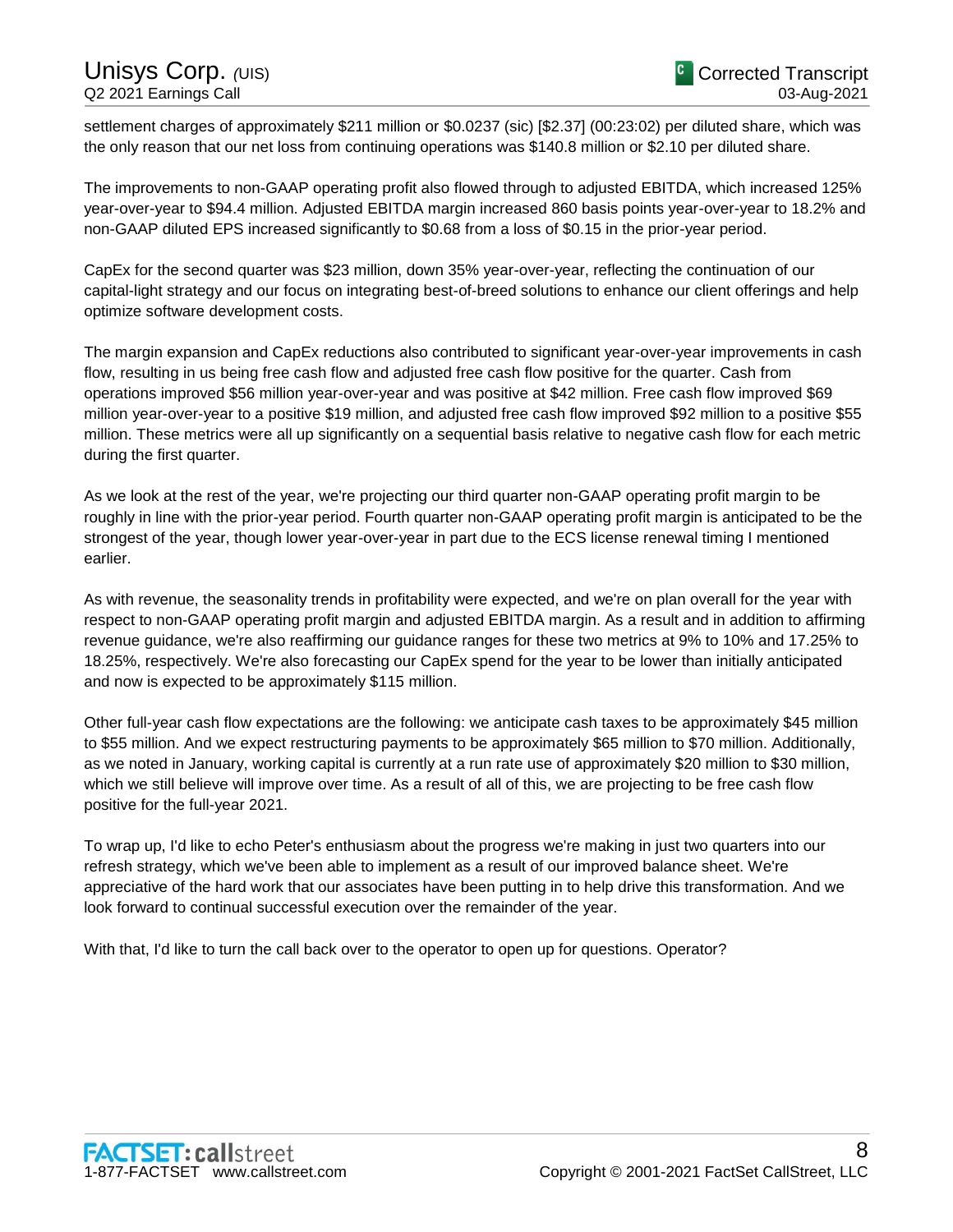settlement charges of approximately $211 million or $0.0237 (sic) [$2.37] (00:23:02) per diluted share, which was the only reason that our net loss from continuing operations was $140.8 million or $2.10 per diluted share.

The improvements to non-GAAP operating profit also flowed through to adjusted EBITDA, which increased 125% year-over-year to $94.4 million. Adjusted EBITDA margin increased 860 basis points year-over-year to 18.2% and non-GAAP diluted EPS increased significantly to $0.68 from a loss of $0.15 in the prior-year period.

CapEx for the second quarter was $23 million, down 35% year-over-year, reflecting the continuation of our capital-light strategy and our focus on integrating best-of-breed solutions to enhance our client offerings and help optimize software development costs.

The margin expansion and CapEx reductions also contributed to significant year-over-year improvements in cash flow, resulting in us being free cash flow and adjusted free cash flow positive for the quarter. Cash from operations improved $56 million year-over-year and was positive at $42 million. Free cash flow improved $69 million year-over-year to a positive $19 million, and adjusted free cash flow improved $92 million to a positive $55 million. These metrics were all up significantly on a sequential basis relative to negative cash flow for each metric during the first quarter.

As we look at the rest of the year, we're projecting our third quarter non-GAAP operating profit margin to be roughly in line with the prior-year period. Fourth quarter non-GAAP operating profit margin is anticipated to be the strongest of the year, though lower year-over-year in part due to the ECS license renewal timing I mentioned earlier.

As with revenue, the seasonality trends in profitability were expected, and we're on plan overall for the year with respect to non-GAAP operating profit margin and adjusted EBITDA margin. As a result and in addition to affirming revenue guidance, we're also reaffirming our guidance ranges for these two metrics at 9% to 10% and 17.25% to 18.25%, respectively. We're also forecasting our CapEx spend for the year to be lower than initially anticipated and now is expected to be approximately $115 million.

Other full-year cash flow expectations are the following: we anticipate cash taxes to be approximately $45 million to $55 million. And we expect restructuring payments to be approximately $65 million to $70 million. Additionally, as we noted in January, working capital is currently at a run rate use of approximately $20 million to $30 million, which we still believe will improve over time. As a result of all of this, we are projecting to be free cash flow positive for the full-year 2021.

To wrap up, I'd like to echo Peter's enthusiasm about the progress we're making in just two quarters into our refresh strategy, which we've been able to implement as a result of our improved balance sheet. We're appreciative of the hard work that our associates have been putting in to help drive this transformation. And we look forward to continual successful execution over the remainder of the year.

With that, I'd like to turn the call back over to the operator to open up for questions. Operator?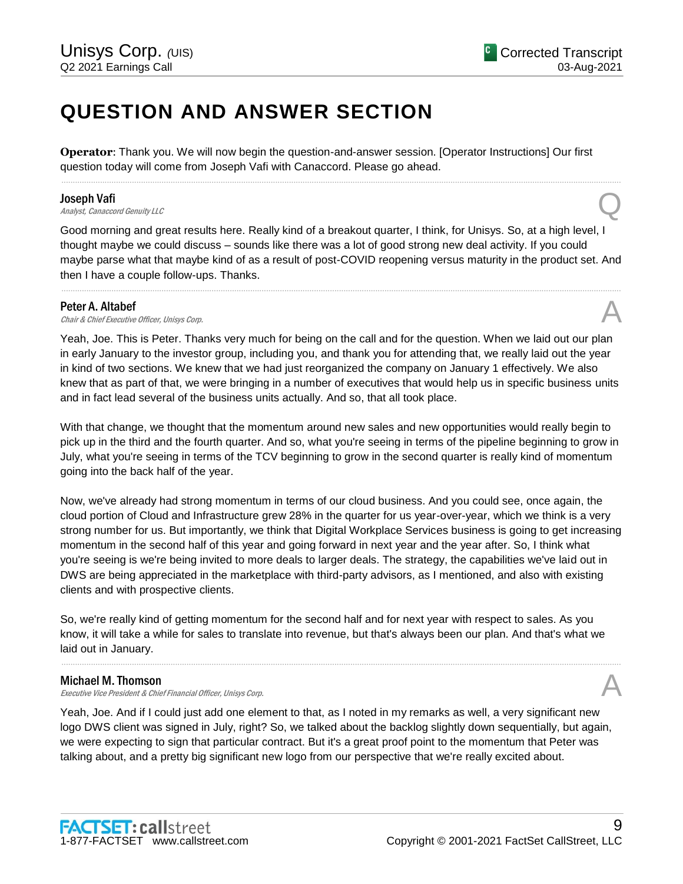# QUESTION AND ANSWER SECTION

**Operator**: Thank you. We will now begin the question-and-answer session. [Operator Instructions] Our first question today will come from Joseph Vafi with Canaccord. Please go ahead.

---

**Joseph Vafi**
*Analyst, Canaccord Genuity LLC* Q

Good morning and great results here. Really kind of a breakout quarter, I think, for Unisys. So, at a high level, I thought maybe we could discuss – sounds like there was a lot of good strong new deal activity. If you could maybe parse what that maybe kind of as a result of post-COVID reopening versus maturity in the product set. And then I have a couple follow-ups. Thanks.

---

**Peter A. Altabef**
*Chair & Chief Executive Officer, Unisys Corp.* A

Yeah, Joe. This is Peter. Thanks very much for being on the call and for the question. When we laid out our plan in early January to the investor group, including you, and thank you for attending that, we really laid out the year in kind of two sections. We knew that we had just reorganized the company on January 1 effectively. We also knew that as part of that, we were bringing in a number of executives that would help us in specific business units and in fact lead several of the business units actually. And so, that all took place.

With that change, we thought that the momentum around new sales and new opportunities would really begin to pick up in the third and the fourth quarter. And so, what you're seeing in terms of the pipeline beginning to grow in July, what you're seeing in terms of the TCV beginning to grow in the second quarter is really kind of momentum going into the back half of the year.

Now, we've already had strong momentum in terms of our cloud business. And you could see, once again, the cloud portion of Cloud and Infrastructure grew 28% in the quarter for us year-over-year, which we think is a very strong number for us. But importantly, we think that Digital Workplace Services business is going to get increasing momentum in the second half of this year and going forward in next year and the year after. So, I think what you're seeing is we're being invited to more deals to larger deals. The strategy, the capabilities we've laid out in DWS are being appreciated in the marketplace with third-party advisors, as I mentioned, and also with existing clients and with prospective clients.

So, we're really kind of getting momentum for the second half and for next year with respect to sales. As you know, it will take a while for sales to translate into revenue, but that's always been our plan. And that's what we laid out in January.

---

**Michael M. Thomson**
*Executive Vice President & Chief Financial Officer, Unisys Corp.* A

Yeah, Joe. And if I could just add one element to that, as I noted in my remarks as well, a very significant new logo DWS client was signed in July, right? So, we talked about the backlog slightly down sequentially, but again, we were expecting to sign that particular contract. But it's a great proof point to the momentum that Peter was talking about, and a pretty big significant new logo from our perspective that we're really excited about.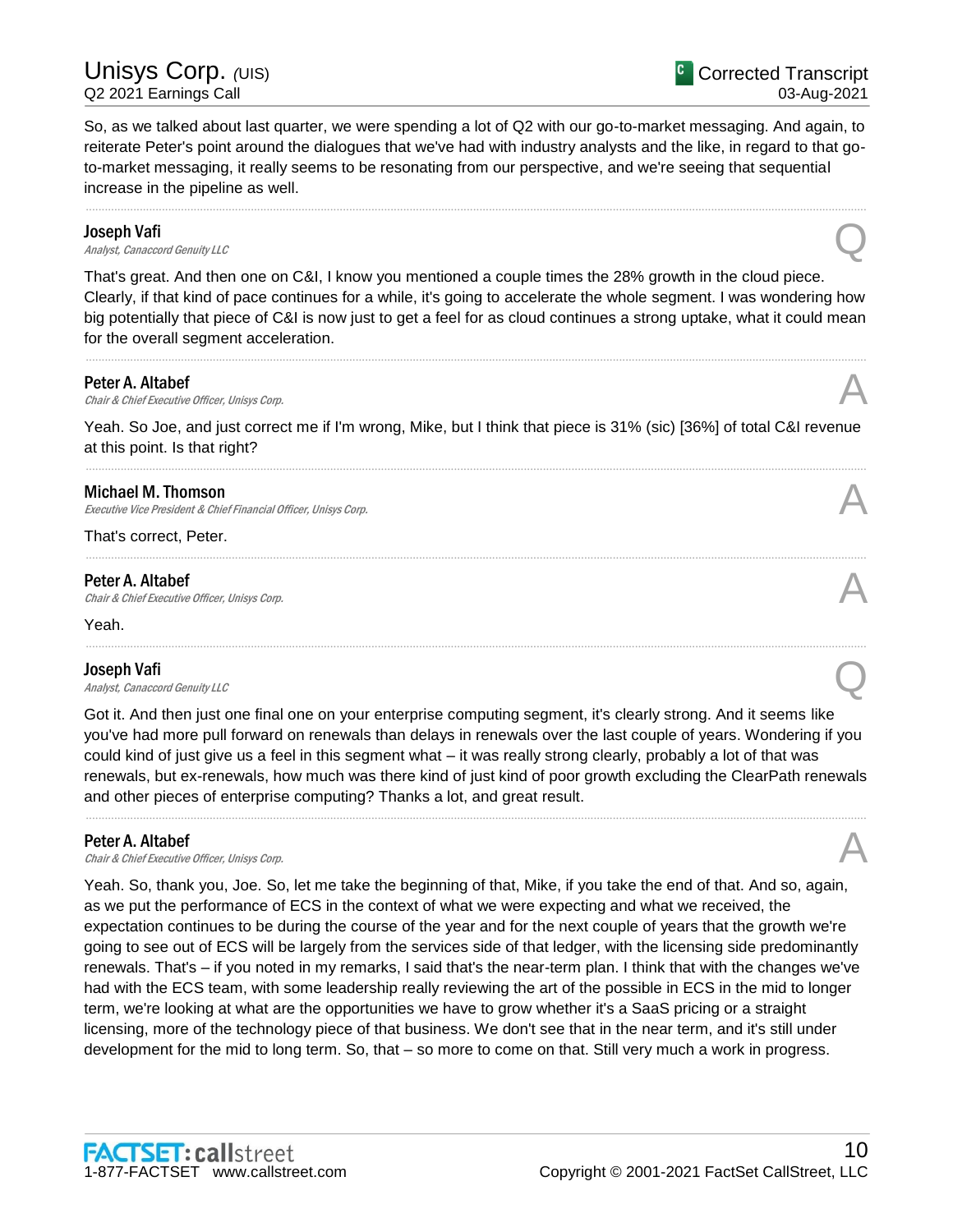So, as we talked about last quarter, we were spending a lot of Q2 with our go-to-market messaging. And again, to reiterate Peter's point around the dialogues that we've had with industry analysts and the like, in regard to that go-to-market messaging, it really seems to be resonating from our perspective, and we're seeing that sequential increase in the pipeline as well.

---

**Joseph Vafi**
*Analyst, Canaccord Genuity LLC*

**Q**

That's great. And then one on C&I, I know you mentioned a couple times the 28% growth in the cloud piece. Clearly, if that kind of pace continues for a while, it's going to accelerate the whole segment. I was wondering how big potentially that piece of C&I is now just to get a feel for as cloud continues a strong uptake, what it could mean for the overall segment acceleration.

---

**Peter A. Altabef**
*Chair & Chief Executive Officer, Unisys Corp.*

**A**

Yeah. So Joe, and just correct me if I'm wrong, Mike, but I think that piece is 31% (sic) [36%] of total C&I revenue at this point. Is that right?

---

**Michael M. Thomson**
*Executive Vice President & Chief Financial Officer, Unisys Corp.*

**A**

That's correct, Peter.

---

**Peter A. Altabef**
*Chair & Chief Executive Officer, Unisys Corp.*

**A**

Yeah.

---

**Joseph Vafi**
*Analyst, Canaccord Genuity LLC*

**Q**

Got it. And then just one final one on your enterprise computing segment, it's clearly strong. And it seems like you've had more pull forward on renewals than delays in renewals over the last couple of years. Wondering if you could kind of just give us a feel in this segment what – it was really strong clearly, probably a lot of that was renewals, but ex-renewals, how much was there kind of just kind of poor growth excluding the ClearPath renewals and other pieces of enterprise computing? Thanks a lot, and great result.

---

**Peter A. Altabef**
*Chair & Chief Executive Officer, Unisys Corp.*

**A**

Yeah. So, thank you, Joe. So, let me take the beginning of that, Mike, if you take the end of that. And so, again, as we put the performance of ECS in the context of what we were expecting and what we received, the expectation continues to be during the course of the year and for the next couple of years that the growth we're going to see out of ECS will be largely from the services side of that ledger, with the licensing side predominantly renewals. That's – if you noted in my remarks, I said that's the near-term plan. I think that with the changes we've had with the ECS team, with some leadership really reviewing the art of the possible in ECS in the mid to longer term, we're looking at what are the opportunities we have to grow whether it's a SaaS pricing or a straight licensing, more of the technology piece of that business. We don't see that in the near term, and it's still under development for the mid to long term. So, that – so more to come on that. Still very much a work in progress.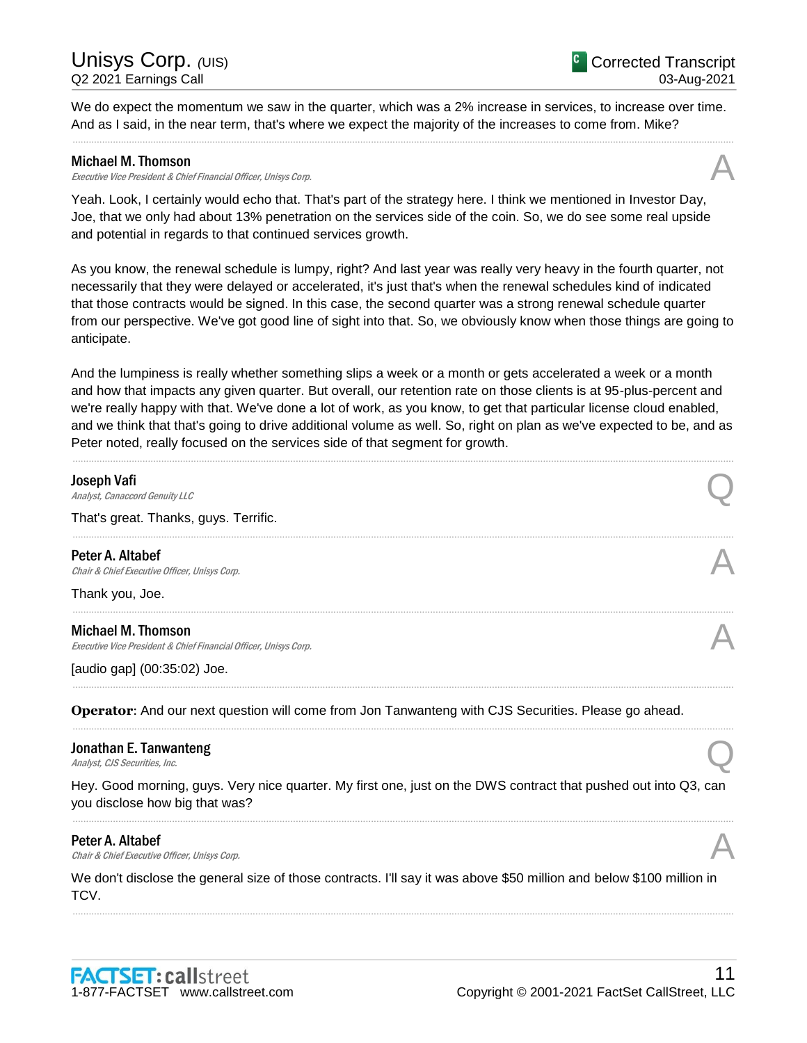We do expect the momentum we saw in the quarter, which was a 2% increase in services, to increase over time. And as I said, in the near term, that's where we expect the majority of the increases to come from. Mike?

**Michael M. Thomson**
*Executive Vice President & Chief Financial Officer, Unisys Corp.*

A

Yeah. Look, I certainly would echo that. That's part of the strategy here. I think we mentioned in Investor Day, Joe, that we only had about 13% penetration on the services side of the coin. So, we do see some real upside and potential in regards to that continued services growth.

As you know, the renewal schedule is lumpy, right? And last year was really very heavy in the fourth quarter, not necessarily that they were delayed or accelerated, it's just that's when the renewal schedules kind of indicated that those contracts would be signed. In this case, the second quarter was a strong renewal schedule quarter from our perspective. We've got good line of sight into that. So, we obviously know when those things are going to anticipate.

And the lumpiness is really whether something slips a week or a month or gets accelerated a week or a month and how that impacts any given quarter. But overall, our retention rate on those clients is at 95-plus-percent and we're really happy with that. We've done a lot of work, as you know, to get that particular license cloud enabled, and we think that that's going to drive additional volume as well. So, right on plan as we've expected to be, and as Peter noted, really focused on the services side of that segment for growth.

**Joseph Vafi**
*Analyst, Canaccord Genuity LLC*

Q

That's great. Thanks, guys. Terrific.

**Peter A. Altabef**
*Chair & Chief Executive Officer, Unisys Corp.*

A

Thank you, Joe.

**Michael M. Thomson**
*Executive Vice President & Chief Financial Officer, Unisys Corp.*

A

[audio gap] (00:35:02) Joe.

**Operator**: And our next question will come from Jon Tanwanteng with CJS Securities. Please go ahead.

**Jonathan E. Tanwanteng**
*Analyst, CJS Securities, Inc.*

Q

Hey. Good morning, guys. Very nice quarter. My first one, just on the DWS contract that pushed out into Q3, can you disclose how big that was?

**Peter A. Altabef**
*Chair & Chief Executive Officer, Unisys Corp.*

A

We don't disclose the general size of those contracts. I'll say it was above $50 million and below $100 million in TCV.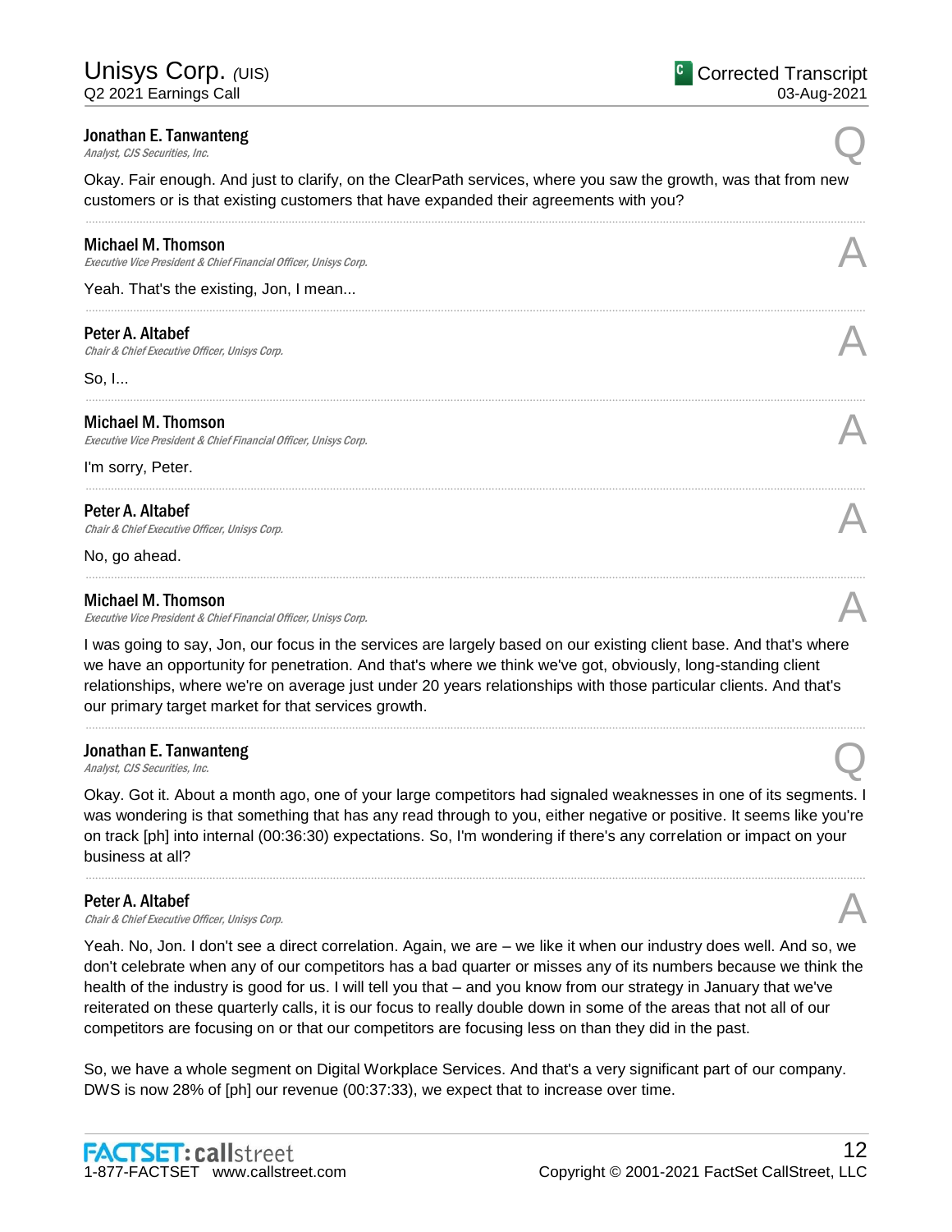**Jonathan E. Tanwanteng**
*Analyst, CJS Securities, Inc.*

Q

Okay. Fair enough. And just to clarify, on the ClearPath services, where you saw the growth, was that from new customers or is that existing customers that have expanded their agreements with you?

---

**Michael M. Thomson**
*Executive Vice President & Chief Financial Officer, Unisys Corp.*

A

Yeah. That's the existing, Jon, I mean...

---

**Peter A. Altabef**
*Chair & Chief Executive Officer, Unisys Corp.*

A

So, I...

---

**Michael M. Thomson**
*Executive Vice President & Chief Financial Officer, Unisys Corp.*

A

I'm sorry, Peter.

---

**Peter A. Altabef**
*Chair & Chief Executive Officer, Unisys Corp.*

A

No, go ahead.

---

**Michael M. Thomson**
*Executive Vice President & Chief Financial Officer, Unisys Corp.*

A

I was going to say, Jon, our focus in the services are largely based on our existing client base. And that's where we have an opportunity for penetration. And that's where we think we've got, obviously, long-standing client relationships, where we're on average just under 20 years relationships with those particular clients. And that's our primary target market for that services growth.

---

**Jonathan E. Tanwanteng**
*Analyst, CJS Securities, Inc.*

Q

Okay. Got it. About a month ago, one of your large competitors had signaled weaknesses in one of its segments. I was wondering is that something that has any read through to you, either negative or positive. It seems like you're on track [ph] into internal (00:36:30) expectations. So, I'm wondering if there's any correlation or impact on your business at all?

---

**Peter A. Altabef**
*Chair & Chief Executive Officer, Unisys Corp.*

A

Yeah. No, Jon. I don't see a direct correlation. Again, we are – we like it when our industry does well. And so, we don't celebrate when any of our competitors has a bad quarter or misses any of its numbers because we think the health of the industry is good for us. I will tell you that – and you know from our strategy in January that we've reiterated on these quarterly calls, it is our focus to really double down in some of the areas that not all of our competitors are focusing on or that our competitors are focusing less on than they did in the past.

So, we have a whole segment on Digital Workplace Services. And that's a very significant part of our company. DWS is now 28% of [ph] our revenue (00:37:33), we expect that to increase over time.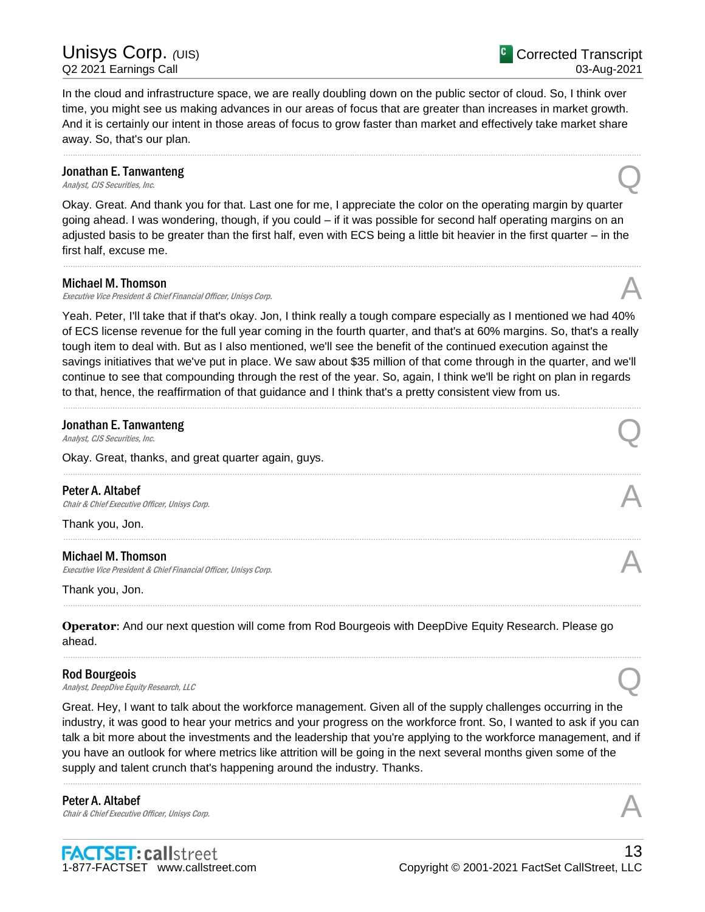In the cloud and infrastructure space, we are really doubling down on the public sector of cloud. So, I think over time, you might see us making advances in our areas of focus that are greater than increases in market growth. And it is certainly our intent in those areas of focus to grow faster than market and effectively take market share away. So, that's our plan.

---

**Jonathan E. Tanwanteng**
*Analyst, CJS Securities, Inc.* Q

Okay. Great. And thank you for that. Last one for me, I appreciate the color on the operating margin by quarter going ahead. I was wondering, though, if you could – if it was possible for second half operating margins on an adjusted basis to be greater than the first half, even with ECS being a little bit heavier in the first quarter – in the first half, excuse me.

---

**Michael M. Thomson**
*Executive Vice President & Chief Financial Officer, Unisys Corp.* A

Yeah. Peter, I'll take that if that's okay. Jon, I think really a tough compare especially as I mentioned we had 40% of ECS license revenue for the full year coming in the fourth quarter, and that's at 60% margins. So, that's a really tough item to deal with. But as I also mentioned, we'll see the benefit of the continued execution against the savings initiatives that we've put in place. We saw about $35 million of that come through in the quarter, and we'll continue to see that compounding through the rest of the year. So, again, I think we'll be right on plan in regards to that, hence, the reaffirmation of that guidance and I think that's a pretty consistent view from us.

---

**Jonathan E. Tanwanteng**
*Analyst, CJS Securities, Inc.* Q

Okay. Great, thanks, and great quarter again, guys.

---

**Peter A. Altabef**
*Chair & Chief Executive Officer, Unisys Corp.* A

Thank you, Jon.

---

**Michael M. Thomson**
*Executive Vice President & Chief Financial Officer, Unisys Corp.* A

Thank you, Jon.

---

**Operator**: And our next question will come from Rod Bourgeois with DeepDive Equity Research. Please go ahead.

---

**Rod Bourgeois**
*Analyst, DeepDive Equity Research, LLC* Q

Great. Hey, I want to talk about the workforce management. Given all of the supply challenges occurring in the industry, it was good to hear your metrics and your progress on the workforce front. So, I wanted to ask if you can talk a bit more about the investments and the leadership that you're applying to the workforce management, and if you have an outlook for where metrics like attrition will be going in the next several months given some of the supply and talent crunch that's happening around the industry. Thanks.

---

**Peter A. Altabef**
*Chair & Chief Executive Officer, Unisys Corp.* A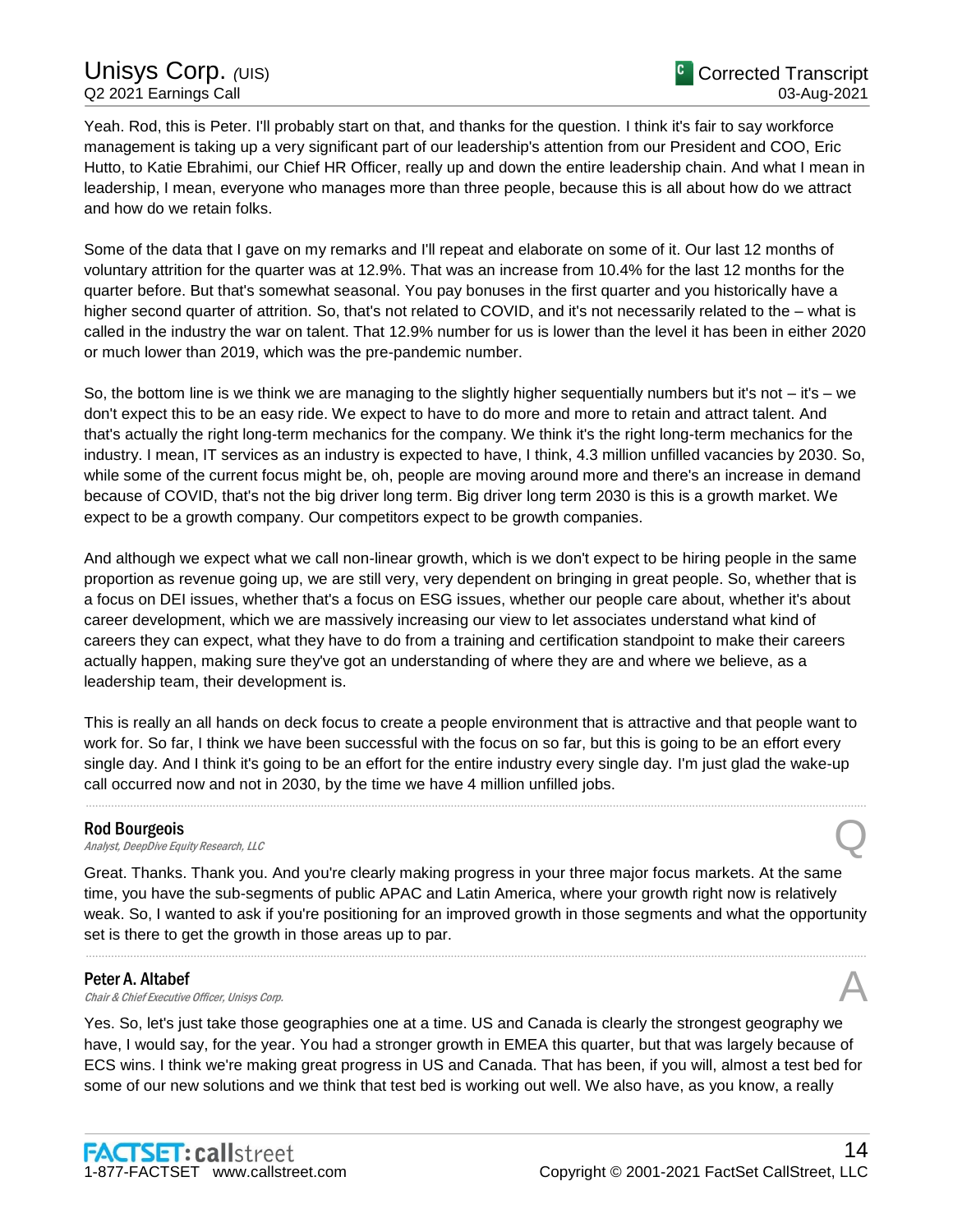Yeah. Rod, this is Peter. I'll probably start on that, and thanks for the question. I think it's fair to say workforce management is taking up a very significant part of our leadership's attention from our President and COO, Eric Hutto, to Katie Ebrahimi, our Chief HR Officer, really up and down the entire leadership chain. And what I mean in leadership, I mean, everyone who manages more than three people, because this is all about how do we attract and how do we retain folks.

Some of the data that I gave on my remarks and I'll repeat and elaborate on some of it. Our last 12 months of voluntary attrition for the quarter was at 12.9%. That was an increase from 10.4% for the last 12 months for the quarter before. But that's somewhat seasonal. You pay bonuses in the first quarter and you historically have a higher second quarter of attrition. So, that's not related to COVID, and it's not necessarily related to the – what is called in the industry the war on talent. That 12.9% number for us is lower than the level it has been in either 2020 or much lower than 2019, which was the pre-pandemic number.

So, the bottom line is we think we are managing to the slightly higher sequentially numbers but it's not – it's – we don't expect this to be an easy ride. We expect to have to do more and more to retain and attract talent. And that's actually the right long-term mechanics for the company. We think it's the right long-term mechanics for the industry. I mean, IT services as an industry is expected to have, I think, 4.3 million unfilled vacancies by 2030. So, while some of the current focus might be, oh, people are moving around more and there's an increase in demand because of COVID, that's not the big driver long term. Big driver long term 2030 is this is a growth market. We expect to be a growth company. Our competitors expect to be growth companies.

And although we expect what we call non-linear growth, which is we don't expect to be hiring people in the same proportion as revenue going up, we are still very, very dependent on bringing in great people. So, whether that is a focus on DEI issues, whether that's a focus on ESG issues, whether our people care about, whether it's about career development, which we are massively increasing our view to let associates understand what kind of careers they can expect, what they have to do from a training and certification standpoint to make their careers actually happen, making sure they've got an understanding of where they are and where we believe, as a leadership team, their development is.

This is really an all hands on deck focus to create a people environment that is attractive and that people want to work for. So far, I think we have been successful with the focus on so far, but this is going to be an effort every single day. And I think it's going to be an effort for the entire industry every single day. I'm just glad the wake-up call occurred now and not in 2030, by the time we have 4 million unfilled jobs.

---

**Rod Bourgeois**
*Analyst, DeepDive Equity Research, LLC*

**Q**

Great. Thanks. Thank you. And you're clearly making progress in your three major focus markets. At the same time, you have the sub-segments of public APAC and Latin America, where your growth right now is relatively weak. So, I wanted to ask if you're positioning for an improved growth in those segments and what the opportunity set is there to get the growth in those areas up to par.

---

**Peter A. Altabef**
*Chair & Chief Executive Officer, Unisys Corp.*

**A**

Yes. So, let's just take those geographies one at a time. US and Canada is clearly the strongest geography we have, I would say, for the year. You had a stronger growth in EMEA this quarter, but that was largely because of ECS wins. I think we're making great progress in US and Canada. That has been, if you will, almost a test bed for some of our new solutions and we think that test bed is working out well. We also have, as you know, a really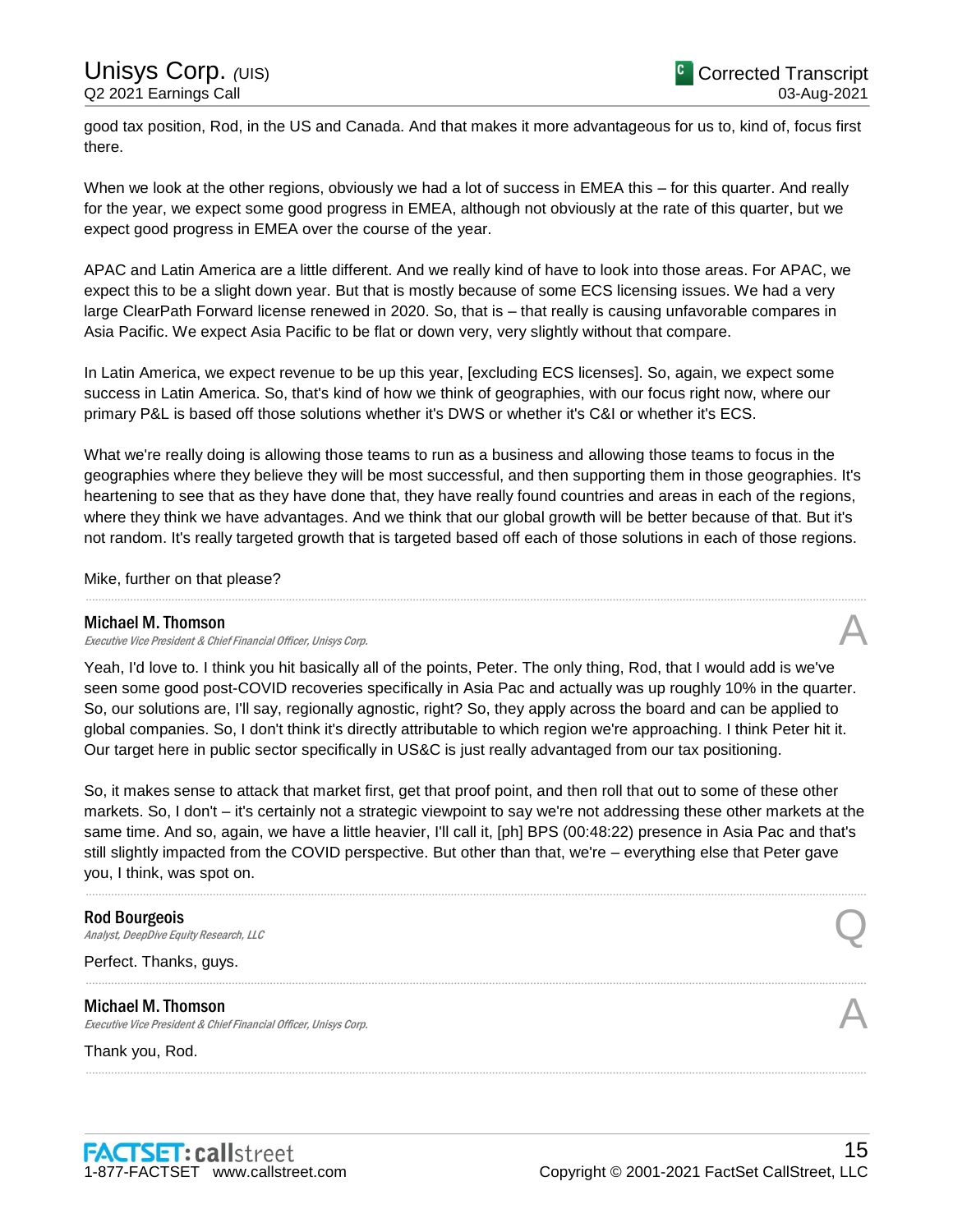good tax position, Rod, in the US and Canada. And that makes it more advantageous for us to, kind of, focus first there.

When we look at the other regions, obviously we had a lot of success in EMEA this – for this quarter. And really for the year, we expect some good progress in EMEA, although not obviously at the rate of this quarter, but we expect good progress in EMEA over the course of the year.

APAC and Latin America are a little different. And we really kind of have to look into those areas. For APAC, we expect this to be a slight down year. But that is mostly because of some ECS licensing issues. We had a very large ClearPath Forward license renewed in 2020. So, that is – that really is causing unfavorable compares in Asia Pacific. We expect Asia Pacific to be flat or down very, very slightly without that compare.

In Latin America, we expect revenue to be up this year, [excluding ECS licenses]. So, again, we expect some success in Latin America. So, that's kind of how we think of geographies, with our focus right now, where our primary P&L is based off those solutions whether it's DWS or whether it's C&I or whether it's ECS.

What we're really doing is allowing those teams to run as a business and allowing those teams to focus in the geographies where they believe they will be most successful, and then supporting them in those geographies. It's heartening to see that as they have done that, they have really found countries and areas in each of the regions, where they think we have advantages. And we think that our global growth will be better because of that. But it's not random. It's really targeted growth that is targeted based off each of those solutions in each of those regions.

Mike, further on that please?

---

**Michael M. Thomson**
*Executive Vice President & Chief Financial Officer, Unisys Corp.*

A

Yeah, I'd love to. I think you hit basically all of the points, Peter. The only thing, Rod, that I would add is we've seen some good post-COVID recoveries specifically in Asia Pac and actually was up roughly 10% in the quarter. So, our solutions are, I'll say, regionally agnostic, right? So, they apply across the board and can be applied to global companies. So, I don't think it's directly attributable to which region we're approaching. I think Peter hit it. Our target here in public sector specifically in US&C is just really advantaged from our tax positioning.

So, it makes sense to attack that market first, get that proof point, and then roll that out to some of these other markets. So, I don't – it's certainly not a strategic viewpoint to say we're not addressing these other markets at the same time. And so, again, we have a little heavier, I'll call it, [ph] BPS (00:48:22) presence in Asia Pac and that's still slightly impacted from the COVID perspective. But other than that, we're – everything else that Peter gave you, I think, was spot on.

---

**Rod Bourgeois**
*Analyst, DeepDive Equity Research, LLC*

Q

Perfect. Thanks, guys.

---

**Michael M. Thomson**
*Executive Vice President & Chief Financial Officer, Unisys Corp.*

A

Thank you, Rod.

---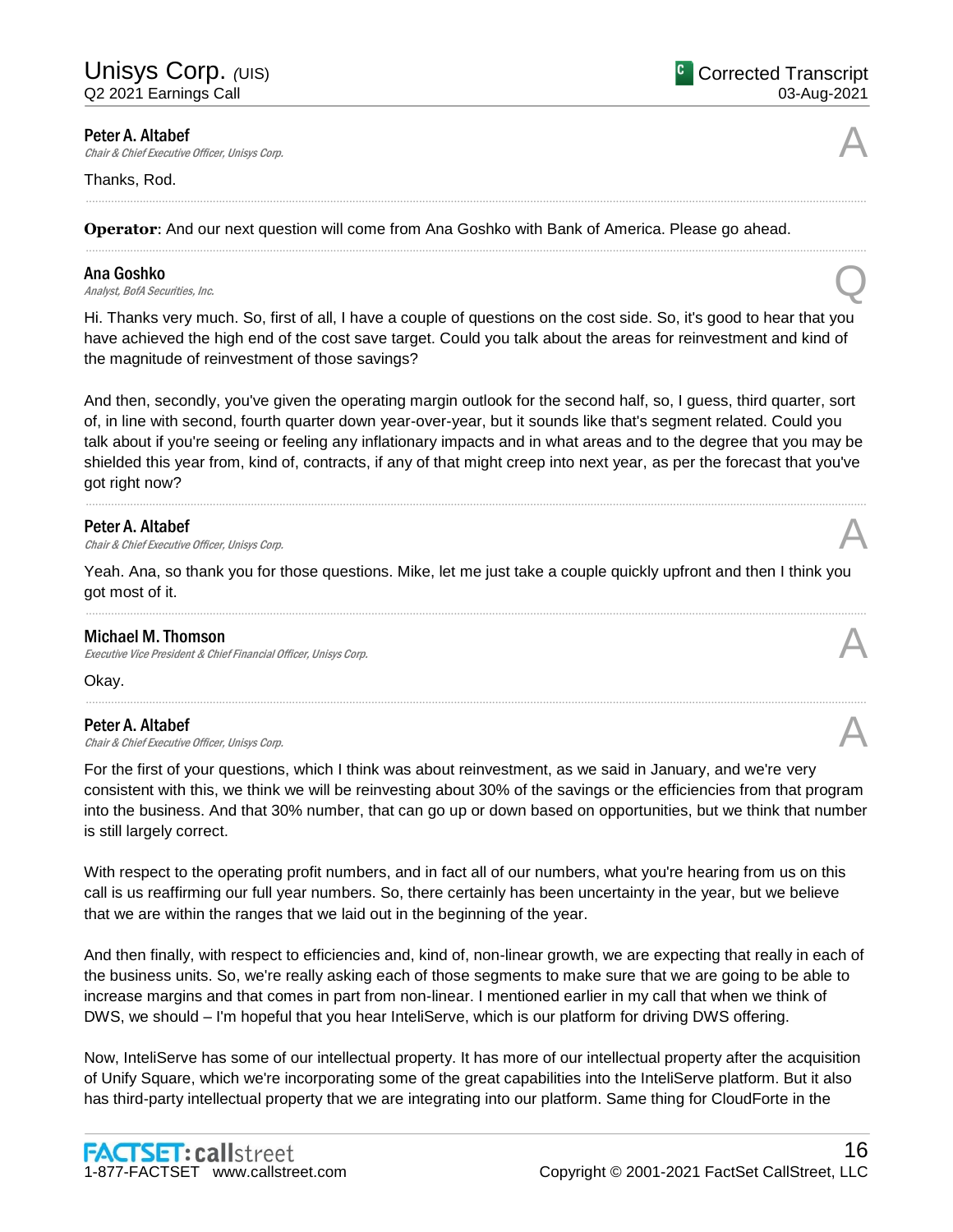**Peter A. Altabef**
*Chair & Chief Executive Officer, Unisys Corp.* A

Thanks, Rod.

---

**Operator**: And our next question will come from Ana Goshko with Bank of America. Please go ahead.

---

**Ana Goshko**
*Analyst, BofA Securities, Inc.* Q

Hi. Thanks very much. So, first of all, I have a couple of questions on the cost side. So, it's good to hear that you have achieved the high end of the cost save target. Could you talk about the areas for reinvestment and kind of the magnitude of reinvestment of those savings?

And then, secondly, you've given the operating margin outlook for the second half, so, I guess, third quarter, sort of, in line with second, fourth quarter down year-over-year, but it sounds like that's segment related. Could you talk about if you're seeing or feeling any inflationary impacts and in what areas and to the degree that you may be shielded this year from, kind of, contracts, if any of that might creep into next year, as per the forecast that you've got right now?

---

**Peter A. Altabef**
*Chair & Chief Executive Officer, Unisys Corp.* A

Yeah. Ana, so thank you for those questions. Mike, let me just take a couple quickly upfront and then I think you got most of it.

---

**Michael M. Thomson**
*Executive Vice President & Chief Financial Officer, Unisys Corp.* A

Okay.

---

**Peter A. Altabef**
*Chair & Chief Executive Officer, Unisys Corp.* A

For the first of your questions, which I think was about reinvestment, as we said in January, and we're very consistent with this, we think we will be reinvesting about 30% of the savings or the efficiencies from that program into the business. And that 30% number, that can go up or down based on opportunities, but we think that number is still largely correct.

With respect to the operating profit numbers, and in fact all of our numbers, what you're hearing from us on this call is us reaffirming our full year numbers. So, there certainly has been uncertainty in the year, but we believe that we are within the ranges that we laid out in the beginning of the year.

And then finally, with respect to efficiencies and, kind of, non-linear growth, we are expecting that really in each of the business units. So, we're really asking each of those segments to make sure that we are going to be able to increase margins and that comes in part from non-linear. I mentioned earlier in my call that when we think of DWS, we should – I'm hopeful that you hear InteliServe, which is our platform for driving DWS offering.

Now, InteliServe has some of our intellectual property. It has more of our intellectual property after the acquisition of Unify Square, which we're incorporating some of the great capabilities into the InteliServe platform. But it also has third-party intellectual property that we are integrating into our platform. Same thing for CloudForte in the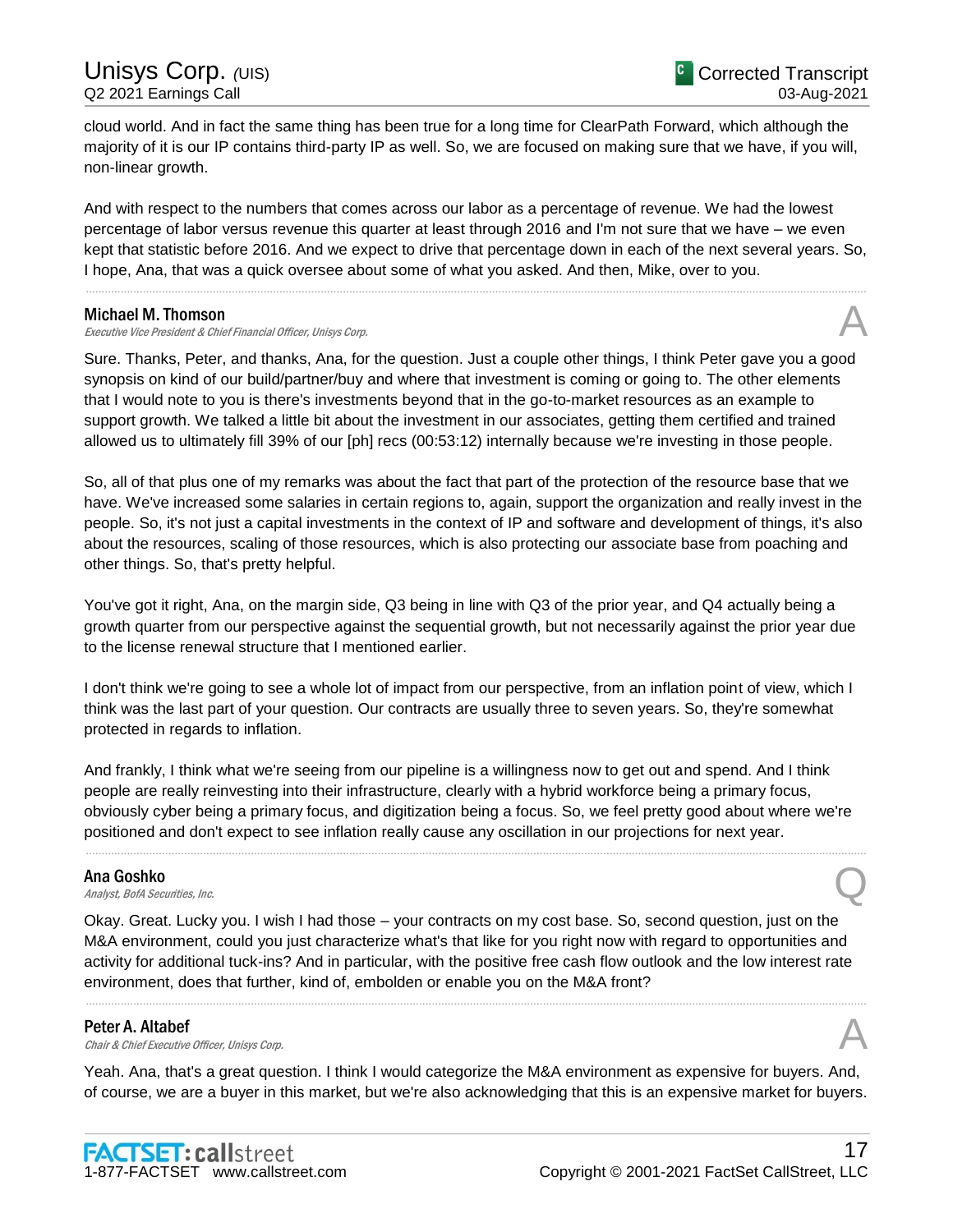cloud world. And in fact the same thing has been true for a long time for ClearPath Forward, which although the majority of it is our IP contains third-party IP as well. So, we are focused on making sure that we have, if you will, non-linear growth.

And with respect to the numbers that comes across our labor as a percentage of revenue. We had the lowest percentage of labor versus revenue this quarter at least through 2016 and I'm not sure that we have – we even kept that statistic before 2016. And we expect to drive that percentage down in each of the next several years. So, I hope, Ana, that was a quick oversee about some of what you asked. And then, Mike, over to you.

---

**Michael M. Thomson**
*Executive Vice President & Chief Financial Officer, Unisys Corp.* **A**

Sure. Thanks, Peter, and thanks, Ana, for the question. Just a couple other things, I think Peter gave you a good synopsis on kind of our build/partner/buy and where that investment is coming or going to. The other elements that I would note to you is there's investments beyond that in the go-to-market resources as an example to support growth. We talked a little bit about the investment in our associates, getting them certified and trained allowed us to ultimately fill 39% of our [ph] recs (00:53:12) internally because we're investing in those people.

So, all of that plus one of my remarks was about the fact that part of the protection of the resource base that we have. We've increased some salaries in certain regions to, again, support the organization and really invest in the people. So, it's not just a capital investments in the context of IP and software and development of things, it's also about the resources, scaling of those resources, which is also protecting our associate base from poaching and other things. So, that's pretty helpful.

You've got it right, Ana, on the margin side, Q3 being in line with Q3 of the prior year, and Q4 actually being a growth quarter from our perspective against the sequential growth, but not necessarily against the prior year due to the license renewal structure that I mentioned earlier.

I don't think we're going to see a whole lot of impact from our perspective, from an inflation point of view, which I think was the last part of your question. Our contracts are usually three to seven years. So, they're somewhat protected in regards to inflation.

And frankly, I think what we're seeing from our pipeline is a willingness now to get out and spend. And I think people are really reinvesting into their infrastructure, clearly with a hybrid workforce being a primary focus, obviously cyber being a primary focus, and digitization being a focus. So, we feel pretty good about where we're positioned and don't expect to see inflation really cause any oscillation in our projections for next year.

---

**Ana Goshko**
*Analyst, BofA Securities, Inc.* **Q**

Okay. Great. Lucky you. I wish I had those – your contracts on my cost base. So, second question, just on the M&A environment, could you just characterize what's that like for you right now with regard to opportunities and activity for additional tuck-ins? And in particular, with the positive free cash flow outlook and the low interest rate environment, does that further, kind of, embolden or enable you on the M&A front?

---

**Peter A. Altabef**
*Chair & Chief Executive Officer, Unisys Corp.* **A**

Yeah. Ana, that's a great question. I think I would categorize the M&A environment as expensive for buyers. And, of course, we are a buyer in this market, but we're also acknowledging that this is an expensive market for buyers.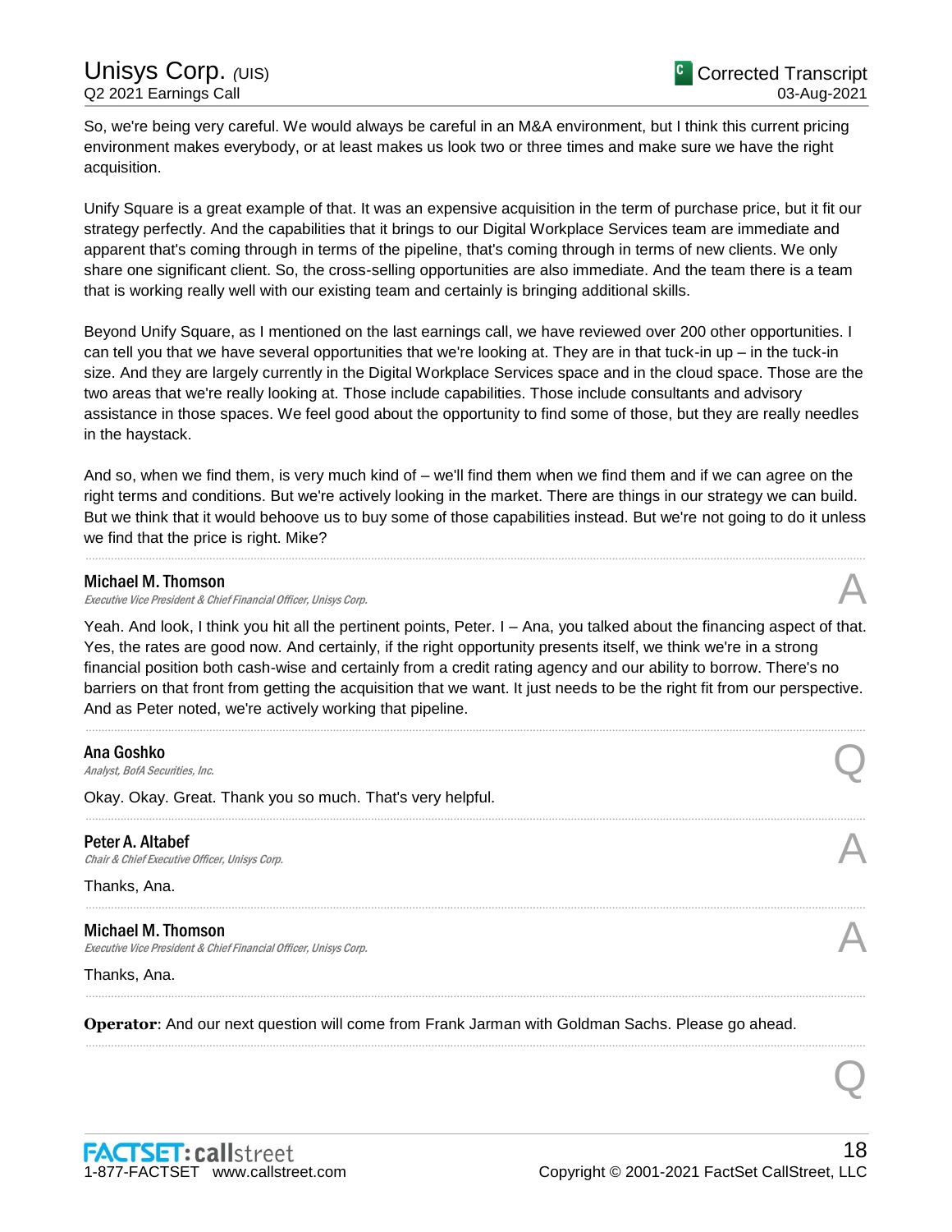So, we're being very careful. We would always be careful in an M&A environment, but I think this current pricing environment makes everybody, or at least makes us look two or three times and make sure we have the right acquisition.

Unify Square is a great example of that. It was an expensive acquisition in the term of purchase price, but it fit our strategy perfectly. And the capabilities that it brings to our Digital Workplace Services team are immediate and apparent that's coming through in terms of the pipeline, that's coming through in terms of new clients. We only share one significant client. So, the cross-selling opportunities are also immediate. And the team there is a team that is working really well with our existing team and certainly is bringing additional skills.

Beyond Unify Square, as I mentioned on the last earnings call, we have reviewed over 200 other opportunities. I can tell you that we have several opportunities that we're looking at. They are in that tuck-in up – in the tuck-in size. And they are largely currently in the Digital Workplace Services space and in the cloud space. Those are the two areas that we're really looking at. Those include capabilities. Those include consultants and advisory assistance in those spaces. We feel good about the opportunity to find some of those, but they are really needles in the haystack.

And so, when we find them, is very much kind of – we'll find them when we find them and if we can agree on the right terms and conditions. But we're actively looking in the market. There are things in our strategy we can build. But we think that it would behoove us to buy some of those capabilities instead. But we're not going to do it unless we find that the price is right. Mike?

---

**Michael M. Thomson**
*Executive Vice President & Chief Financial Officer, Unisys Corp.* — A

Yeah. And look, I think you hit all the pertinent points, Peter. I – Ana, you talked about the financing aspect of that. Yes, the rates are good now. And certainly, if the right opportunity presents itself, we think we're in a strong financial position both cash-wise and certainly from a credit rating agency and our ability to borrow. There's no barriers on that front from getting the acquisition that we want. It just needs to be the right fit from our perspective. And as Peter noted, we're actively working that pipeline.

---

**Ana Goshko**
*Analyst, BofA Securities, Inc.* — Q

Okay. Okay. Great. Thank you so much. That's very helpful.

---

**Peter A. Altabef**
*Chair & Chief Executive Officer, Unisys Corp.* — A

Thanks, Ana.

---

**Michael M. Thomson**
*Executive Vice President & Chief Financial Officer, Unisys Corp.* — A

Thanks, Ana.

---

**Operator**: And our next question will come from Frank Jarman with Goldman Sachs. Please go ahead.

---

Q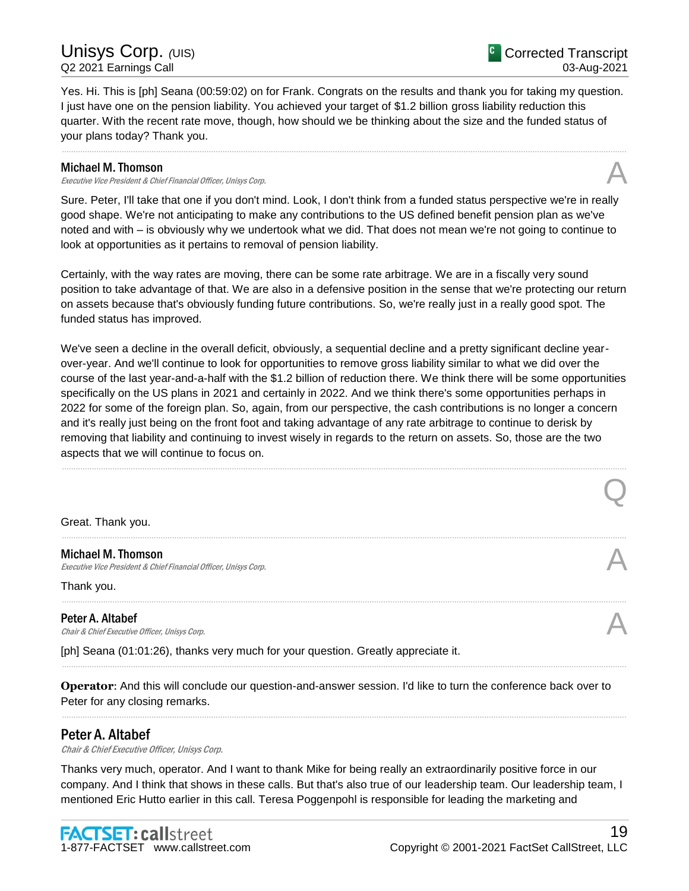Yes. Hi. This is [ph] Seana (00:59:02) on for Frank. Congrats on the results and thank you for taking my question. I just have one on the pension liability. You achieved your target of $1.2 billion gross liability reduction this quarter. With the recent rate move, though, how should we be thinking about the size and the funded status of your plans today? Thank you.

---

**Michael M. Thomson**
*Executive Vice President & Chief Financial Officer, Unisys Corp.*

A

Sure. Peter, I'll take that one if you don't mind. Look, I don't think from a funded status perspective we're in really good shape. We're not anticipating to make any contributions to the US defined benefit pension plan as we've noted and with – is obviously why we undertook what we did. That does not mean we're not going to continue to look at opportunities as it pertains to removal of pension liability.

Certainly, with the way rates are moving, there can be some rate arbitrage. We are in a fiscally very sound position to take advantage of that. We are also in a defensive position in the sense that we're protecting our return on assets because that's obviously funding future contributions. So, we're really just in a really good spot. The funded status has improved.

We've seen a decline in the overall deficit, obviously, a sequential decline and a pretty significant decline year-over-year. And we'll continue to look for opportunities to remove gross liability similar to what we did over the course of the last year-and-a-half with the $1.2 billion of reduction there. We think there will be some opportunities specifically on the US plans in 2021 and certainly in 2022. And we think there's some opportunities perhaps in 2022 for some of the foreign plan. So, again, from our perspective, the cash contributions is no longer a concern and it's really just being on the front foot and taking advantage of any rate arbitrage to continue to derisk by removing that liability and continuing to invest wisely in regards to the return on assets. So, those are the two aspects that we will continue to focus on.

---

Q

Great. Thank you.

---

**Michael M. Thomson**
*Executive Vice President & Chief Financial Officer, Unisys Corp.*

A

Thank you.

---

**Peter A. Altabef**
*Chair & Chief Executive Officer, Unisys Corp.*

A

[ph] Seana (01:01:26), thanks very much for your question. Greatly appreciate it.

---

**Operator**: And this will conclude our question-and-answer session. I'd like to turn the conference back over to Peter for any closing remarks.

---

## Peter A. Altabef

*Chair & Chief Executive Officer, Unisys Corp.*

Thanks very much, operator. And I want to thank Mike for being really an extraordinarily positive force in our company. And I think that shows in these calls. But that's also true of our leadership team. Our leadership team, I mentioned Eric Hutto earlier in this call. Teresa Poggenpohl is responsible for leading the marketing and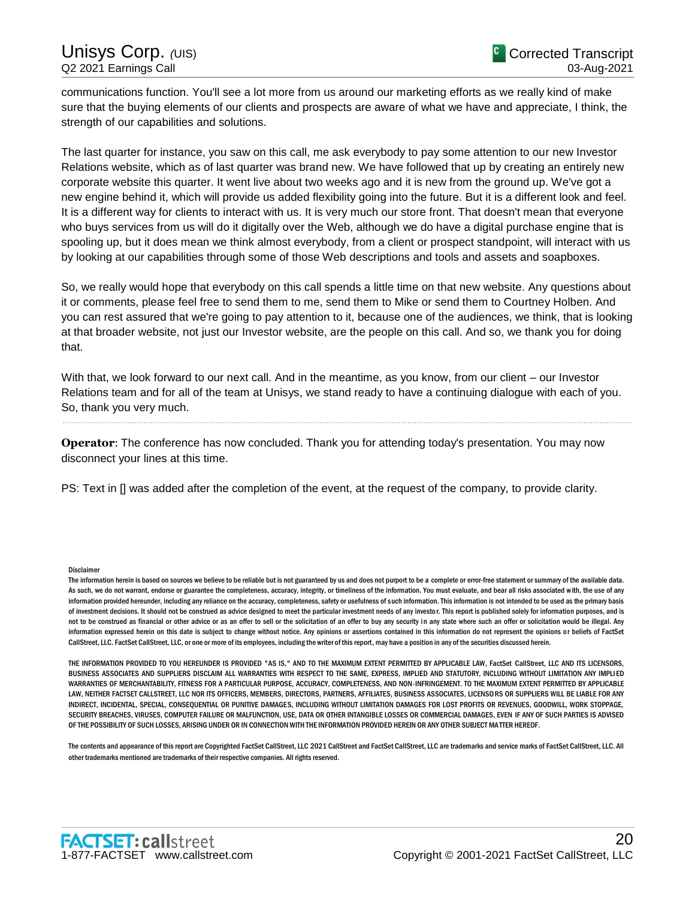communications function. You'll see a lot more from us around our marketing efforts as we really kind of make sure that the buying elements of our clients and prospects are aware of what we have and appreciate, I think, the strength of our capabilities and solutions.

The last quarter for instance, you saw on this call, me ask everybody to pay some attention to our new Investor Relations website, which as of last quarter was brand new. We have followed that up by creating an entirely new corporate website this quarter. It went live about two weeks ago and it is new from the ground up. We've got a new engine behind it, which will provide us added flexibility going into the future. But it is a different look and feel. It is a different way for clients to interact with us. It is very much our store front. That doesn't mean that everyone who buys services from us will do it digitally over the Web, although we do have a digital purchase engine that is spooling up, but it does mean we think almost everybody, from a client or prospect standpoint, will interact with us by looking at our capabilities through some of those Web descriptions and tools and assets and soapboxes.

So, we really would hope that everybody on this call spends a little time on that new website. Any questions about it or comments, please feel free to send them to me, send them to Mike or send them to Courtney Holben. And you can rest assured that we're going to pay attention to it, because one of the audiences, we think, that is looking at that broader website, not just our Investor website, are the people on this call. And so, we thank you for doing that.

With that, we look forward to our next call. And in the meantime, as you know, from our client – our Investor Relations team and for all of the team at Unisys, we stand ready to have a continuing dialogue with each of you. So, thank you very much.

---

**Operator**: The conference has now concluded. Thank you for attending today's presentation. You may now disconnect your lines at this time.

PS: Text in [] was added after the completion of the event, at the request of the company, to provide clarity.

Disclaimer

The information herein is based on sources we believe to be reliable but is not guaranteed by us and does not purport to be a complete or error-free statement or summary of the available data. As such, we do not warrant, endorse or guarantee the completeness, accuracy, integrity, or timeliness of the information. You must evaluate, and bear all risks associated with, the use of any information provided hereunder, including any reliance on the accuracy, completeness, safety or usefulness of such information. This information is not intended to be used as the primary basis of investment decisions. It should not be construed as advice designed to meet the particular investment needs of any investor. This report is published solely for information purposes, and is not to be construed as financial or other advice or as an offer to sell or the solicitation of an offer to buy any security in any state where such an offer or solicitation would be illegal. Any information expressed herein on this date is subject to change without notice. Any opinions or assertions contained in this information do not represent the opinions or beliefs of FactSet CallStreet, LLC. FactSet CallStreet, LLC, or one or more of its employees, including the writer of this report, may have a position in any of the securities discussed herein.

THE INFORMATION PROVIDED TO YOU HEREUNDER IS PROVIDED "AS IS," AND TO THE MAXIMUM EXTENT PERMITTED BY APPLICABLE LAW, FactSet CallStreet, LLC AND ITS LICENSORS, BUSINESS ASSOCIATES AND SUPPLIERS DISCLAIM ALL WARRANTIES WITH RESPECT TO THE SAME, EXPRESS, IMPLIED AND STATUTORY, INCLUDING WITHOUT LIMITATION ANY IMPLIED WARRANTIES OF MERCHANTABILITY, FITNESS FOR A PARTICULAR PURPOSE, ACCURACY, COMPLETENESS, AND NON-INFRINGEMENT. TO THE MAXIMUM EXTENT PERMITTED BY APPLICABLE LAW, NEITHER FACTSET CALLSTREET, LLC NOR ITS OFFICERS, MEMBERS, DIRECTORS, PARTNERS, AFFILIATES, BUSINESS ASSOCIATES, LICENSORS OR SUPPLIERS WILL BE LIABLE FOR ANY INDIRECT, INCIDENTAL, SPECIAL, CONSEQUENTIAL OR PUNITIVE DAMAGES, INCLUDING WITHOUT LIMITATION DAMAGES FOR LOST PROFITS OR REVENUES, GOODWILL, WORK STOPPAGE, SECURITY BREACHES, VIRUSES, COMPUTER FAILURE OR MALFUNCTION, USE, DATA OR OTHER INTANGIBLE LOSSES OR COMMERCIAL DAMAGES, EVEN IF ANY OF SUCH PARTIES IS ADVISED OF THE POSSIBILITY OF SUCH LOSSES, ARISING UNDER OR IN CONNECTION WITH THE INFORMATION PROVIDED HEREIN OR ANY OTHER SUBJECT MATTER HEREOF.

The contents and appearance of this report are Copyrighted FactSet CallStreet, LLC 2021 CallStreet and FactSet CallStreet, LLC are trademarks and service marks of FactSet CallStreet, LLC. All other trademarks mentioned are trademarks of their respective companies. All rights reserved.